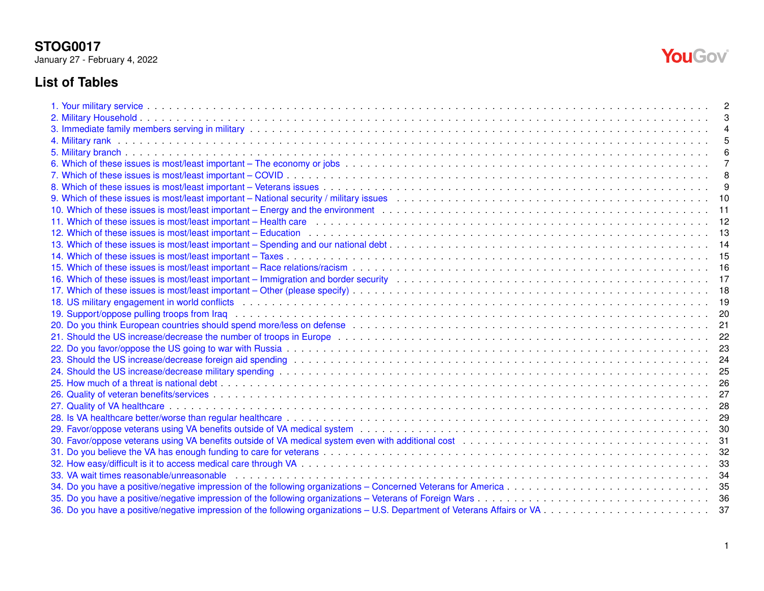**STOG0017**
January 27 - February 4, 2022

# List of Tables

1. Your military service . . . 2
2. Military Household . . . 3
3. Immediate family members serving in military . . . 4
4. Military rank . . . 5
5. Military branch . . . 6
6. Which of these issues is most/least important – The economy or jobs . . . 7
7. Which of these issues is most/least important – COVID . . . 8
8. Which of these issues is most/least important – Veterans issues . . . 9
9. Which of these issues is most/least important – National security / military issues . . . 10
10. Which of these issues is most/least important – Energy and the environment . . . 11
11. Which of these issues is most/least important – Health care . . . 12
12. Which of these issues is most/least important – Education . . . 13
13. Which of these issues is most/least important – Spending and our national debt . . . 14
14. Which of these issues is most/least important – Taxes . . . 15
15. Which of these issues is most/least important – Race relations/racism . . . 16
16. Which of these issues is most/least important – Immigration and border security . . . 17
17. Which of these issues is most/least important – Other (please specify) . . . 18
18. US military engagement in world conflicts . . . 19
19. Support/oppose pulling troops from Iraq . . . 20
20. Do you think European countries should spend more/less on defense . . . 21
21. Should the US increase/decrease the number of troops in Europe . . . 22
22. Do you favor/oppose the US going to war with Russia . . . 23
23. Should the US increase/decrease foreign aid spending . . . 24
24. Should the US increase/decrease military spending . . . 25
25. How much of a threat is national debt . . . 26
26. Quality of veteran benefits/services . . . 27
27. Quality of VA healthcare . . . 28
28. Is VA healthcare better/worse than regular healthcare . . . 29
29. Favor/oppose veterans using VA benefits outside of VA medical system . . . 30
30. Favor/oppose veterans using VA benefits outside of VA medical system even with additional cost . . . 31
31. Do you believe the VA has enough funding to care for veterans . . . 32
32. How easy/difficult is it to access medical care through VA . . . 33
33. VA wait times reasonable/unreasonable . . . 34
34. Do you have a positive/negative impression of the following organizations – Concerned Veterans for America . . . 35
35. Do you have a positive/negative impression of the following organizations – Veterans of Foreign Wars . . . 36
36. Do you have a positive/negative impression of the following organizations – U.S. Department of Veterans Affairs or VA . . . 37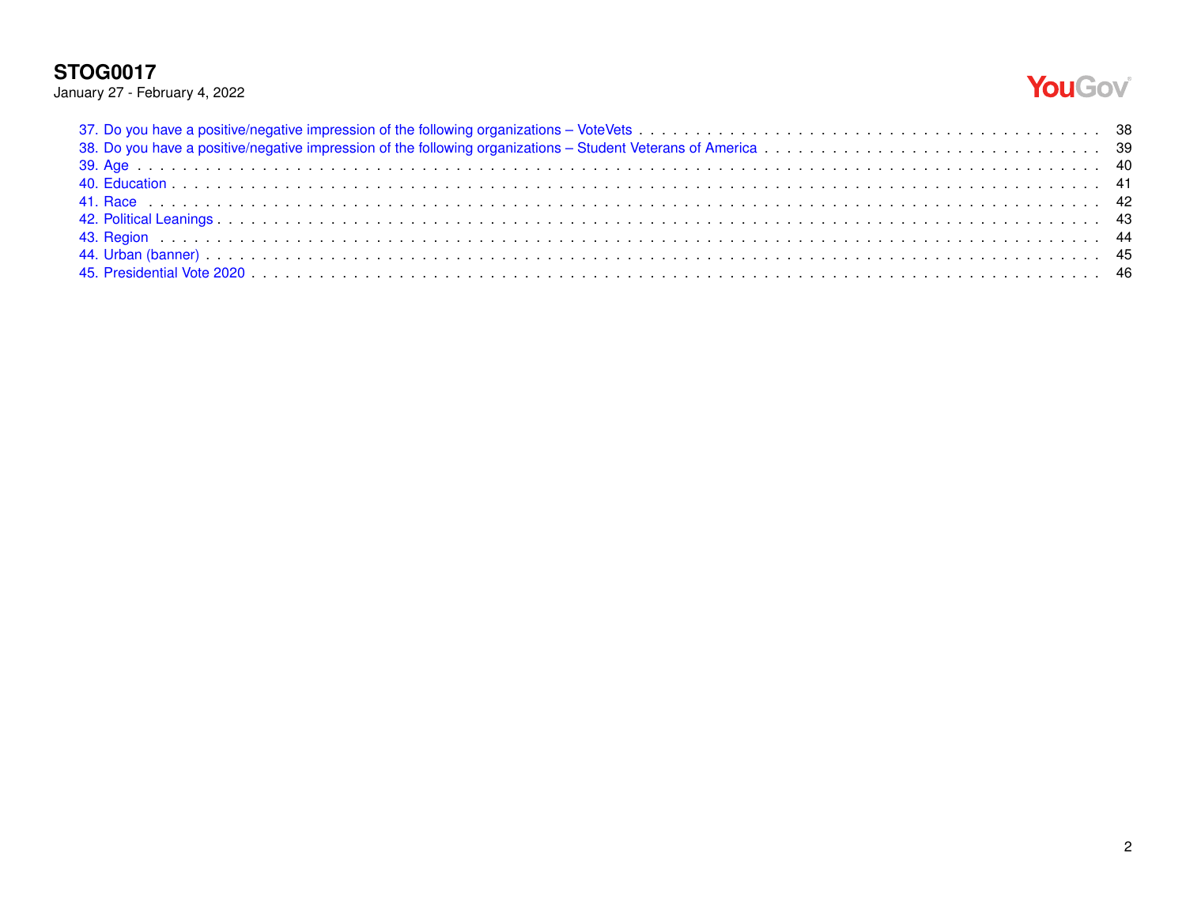37. Do you have a positive/negative impression of the following organizations – VoteVets . . . . . 38
38. Do you have a positive/negative impression of the following organizations – Student Veterans of America . . . . . 39
39. Age . . . . . 40
40. Education . . . . . 41
41. Race . . . . . 42
42. Political Leanings . . . . . 43
43. Region . . . . . 44
44. Urban (banner) . . . . . 45
45. Presidential Vote 2020 . . . . . 46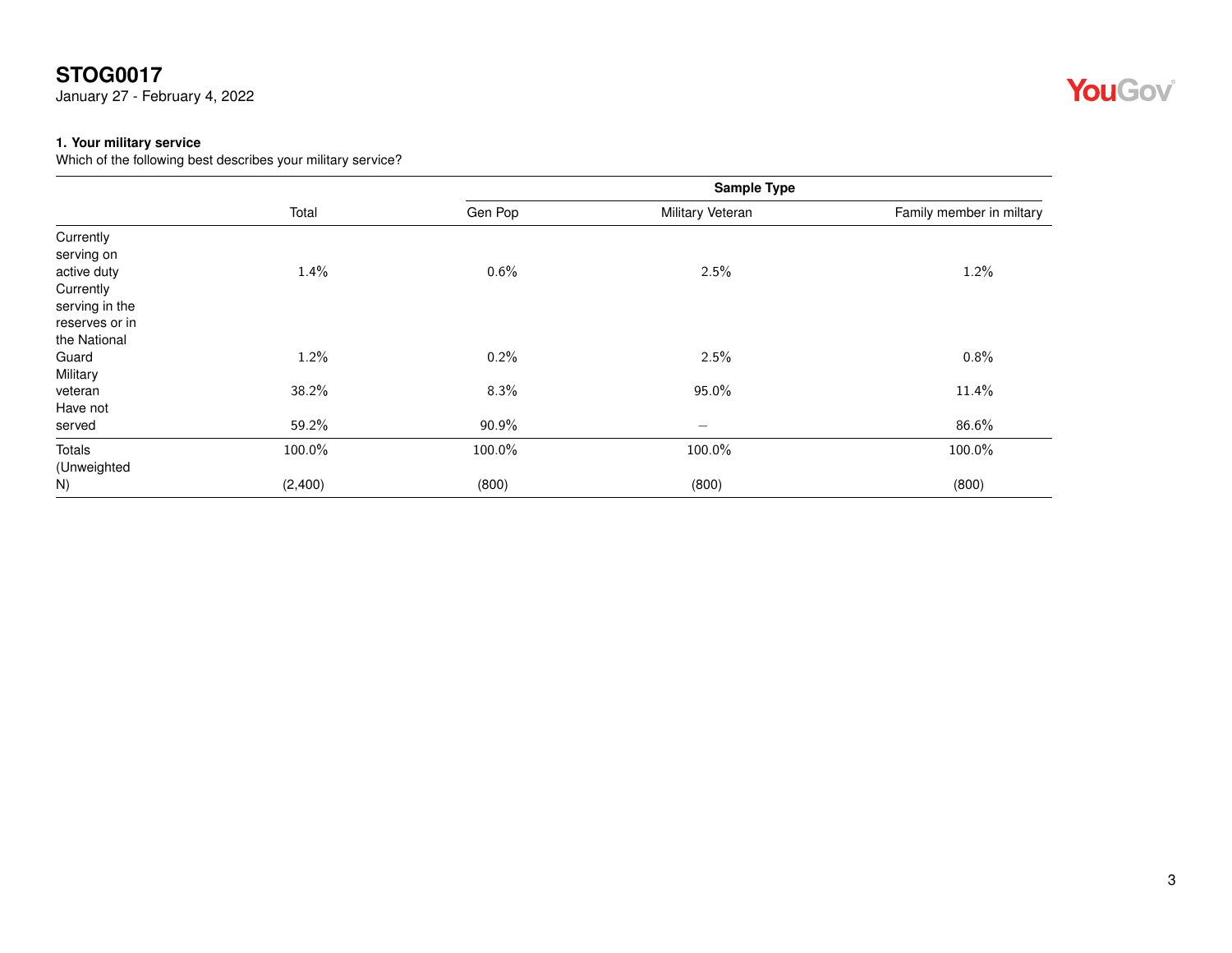**STOG0017**
January 27 - February 4, 2022

### 1. Your military service

Which of the following best describes your military service?

| | Total | Sample Type | | |
|---|---|---|---|---|
| | | Gen Pop | Military Veteran | Family member in miltary |
| Currently serving on active duty | 1.4% | 0.6% | 2.5% | 1.2% |
| Currently serving in the reserves or in the National Guard | 1.2% | 0.2% | 2.5% | 0.8% |
| Military veteran | 38.2% | 8.3% | 95.0% | 11.4% |
| Have not served | 59.2% | 90.9% | – | 86.6% |
| Totals | 100.0% | 100.0% | 100.0% | 100.0% |
| (Unweighted N) | (2,400) | (800) | (800) | (800) |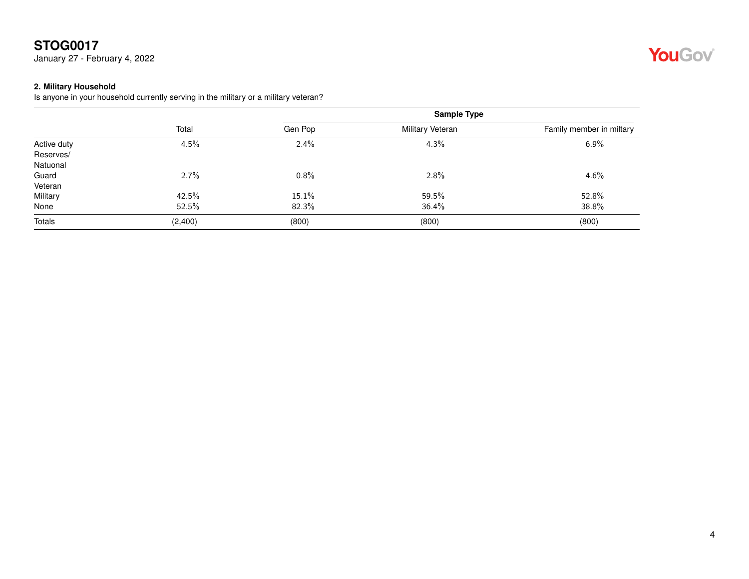**STOG0017**
January 27 - February 4, 2022

**2. Military Household**
Is anyone in your household currently serving in the military or a military veteran?

| | | Sample Type | | |
|---|---|---|---|---|
| | Total | Gen Pop | Military Veteran | Family member in miltary |
| Active duty | 4.5% | 2.4% | 4.3% | 6.9% |
| Reserves/ Natuonal Guard | 2.7% | 0.8% | 2.8% | 4.6% |
| Veteran Military | 42.5% | 15.1% | 59.5% | 52.8% |
| None | 52.5% | 82.3% | 36.4% | 38.8% |
| Totals | (2,400) | (800) | (800) | (800) |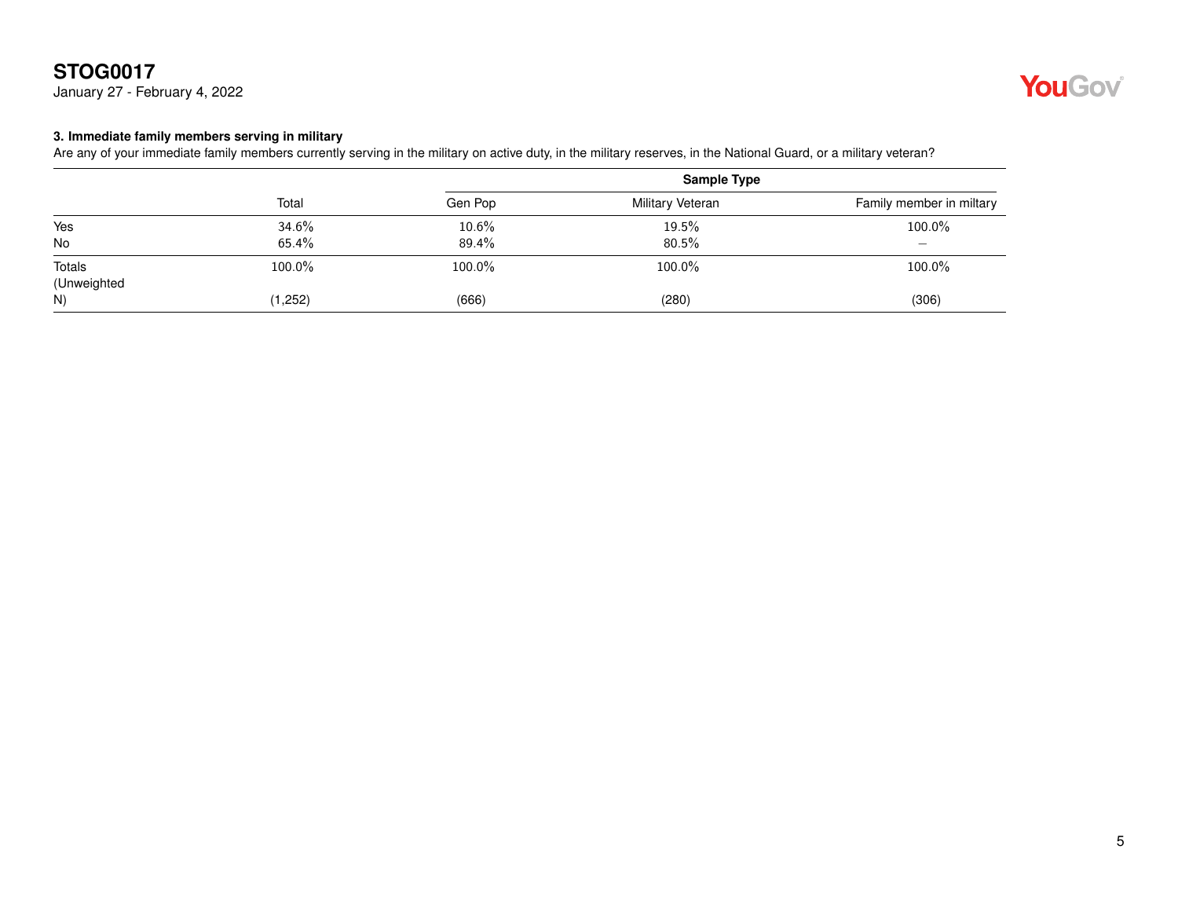**STOG0017**
January 27 - February 4, 2022

### 3. Immediate family members serving in military

Are any of your immediate family members currently serving in the military on active duty, in the military reserves, in the National Guard, or a military veteran?

| | | Sample Type | | |
|---|---|---|---|---|
| | Total | Gen Pop | Military Veteran | Family member in miltary |
| Yes | 34.6% | 10.6% | 19.5% | 100.0% |
| No | 65.4% | 89.4% | 80.5% | – |
| Totals | 100.0% | 100.0% | 100.0% | 100.0% |
| (Unweighted N) | (1,252) | (666) | (280) | (306) |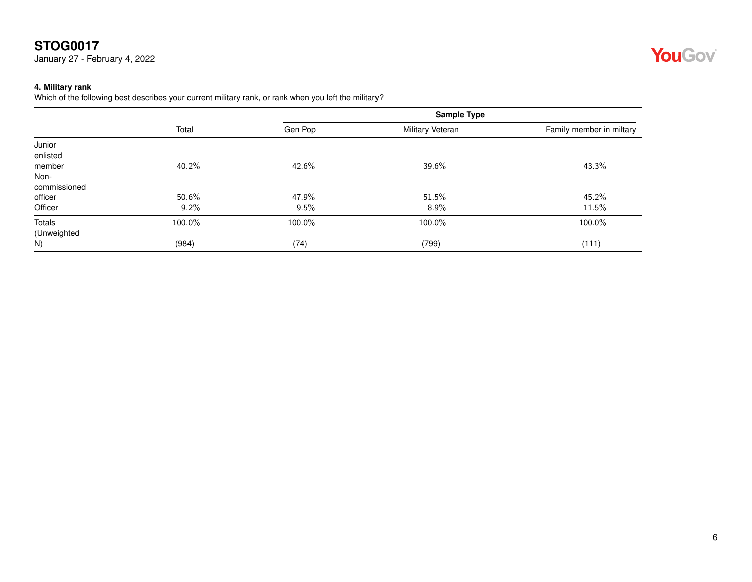### 4. Military rank

Which of the following best describes your current military rank, or rank when you left the military?

| | | Sample Type | | |
|---|---|---|---|---|
| | Total | Gen Pop | Military Veteran | Family member in miltary |
| Junior enlisted member | 40.2% | 42.6% | 39.6% | 43.3% |
| Non-commissioned officer | 50.6% | 47.9% | 51.5% | 45.2% |
| Officer | 9.2% | 9.5% | 8.9% | 11.5% |
| Totals | 100.0% | 100.0% | 100.0% | 100.0% |
| (Unweighted N) | (984) | (74) | (799) | (111) |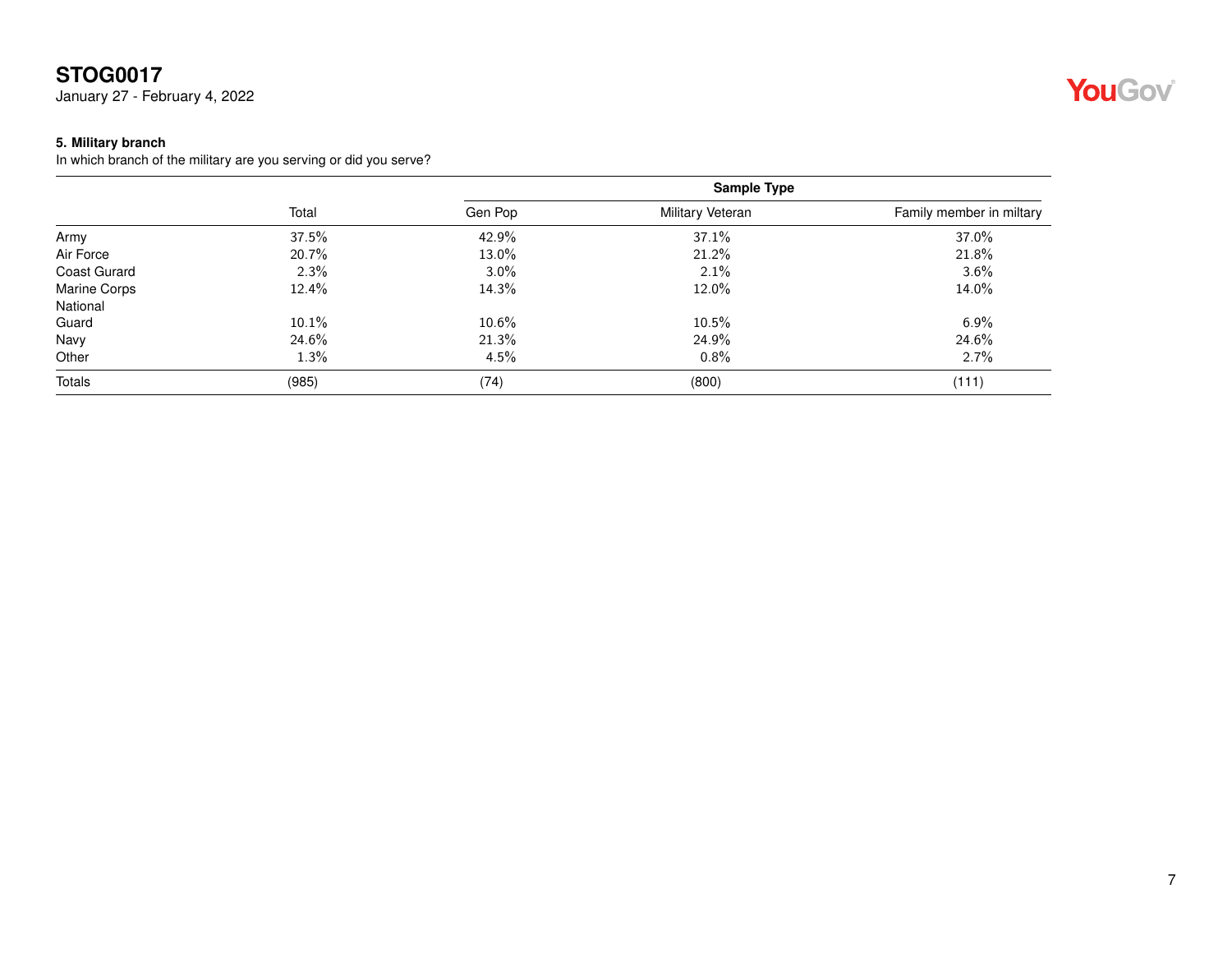**STOG0017**
January 27 - February 4, 2022

### 5. Military branch

In which branch of the military are you serving or did you serve?

| | Total | Sample Type | | |
|---|---|---|---|---|
| | | Gen Pop | Military Veteran | Family member in miltary |
| Army | 37.5% | 42.9% | 37.1% | 37.0% |
| Air Force | 20.7% | 13.0% | 21.2% | 21.8% |
| Coast Gurard | 2.3% | 3.0% | 2.1% | 3.6% |
| Marine Corps | 12.4% | 14.3% | 12.0% | 14.0% |
| National Guard | 10.1% | 10.6% | 10.5% | 6.9% |
| Navy | 24.6% | 21.3% | 24.9% | 24.6% |
| Other | 1.3% | 4.5% | 0.8% | 2.7% |
| Totals | (985) | (74) | (800) | (111) |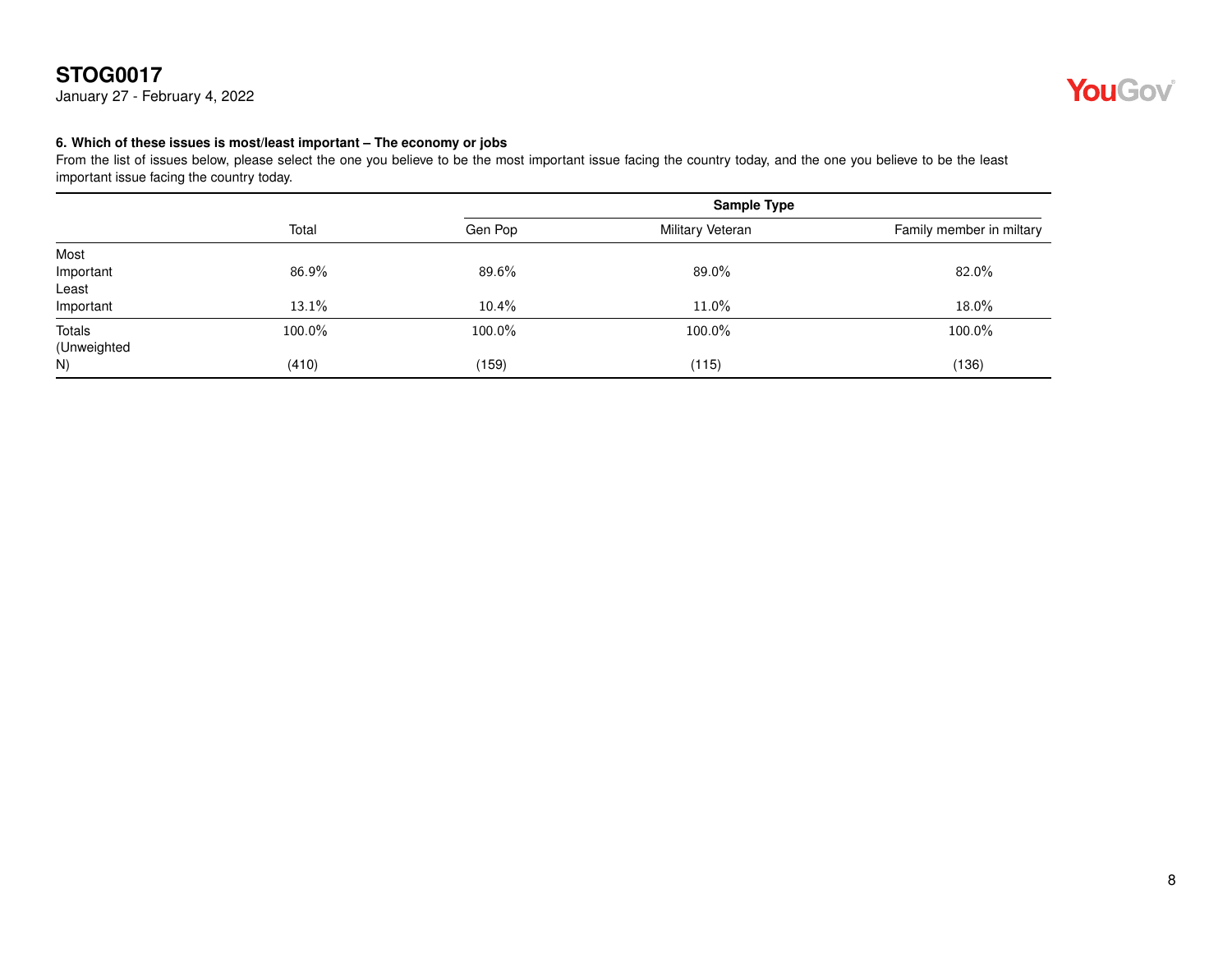**STOG0017**
January 27 - February 4, 2022

**6. Which of these issues is most/least important – The economy or jobs**
From the list of issues below, please select the one you believe to be the most important issue facing the country today, and the one you believe to be the least important issue facing the country today.

| | | Sample Type | | |
|---|---|---|---|---|
| | Total | Gen Pop | Military Veteran | Family member in miltary |
| Most Important | 86.9% | 89.6% | 89.0% | 82.0% |
| Least Important | 13.1% | 10.4% | 11.0% | 18.0% |
| Totals | 100.0% | 100.0% | 100.0% | 100.0% |
| (Unweighted N) | (410) | (159) | (115) | (136) |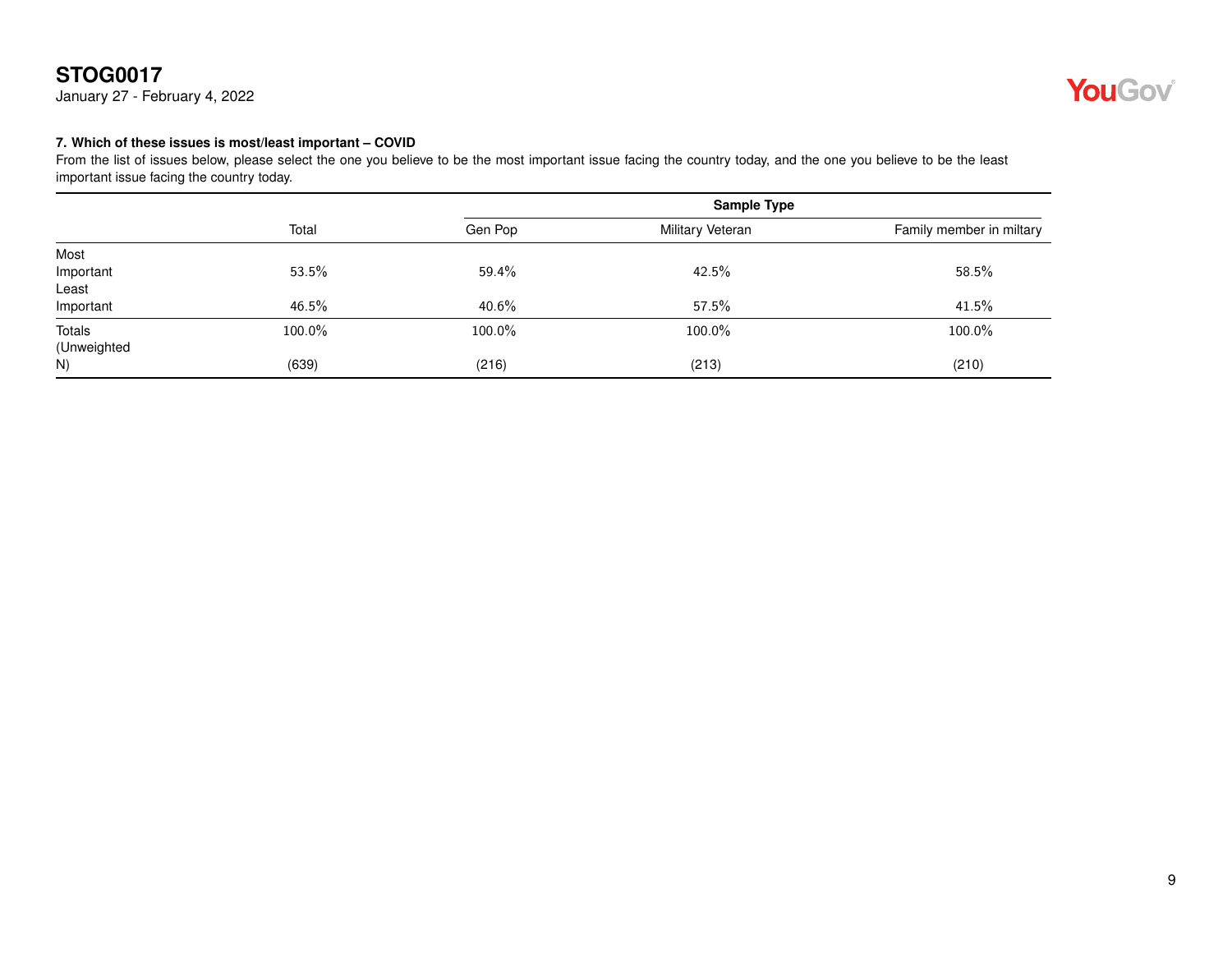**STOG0017**
January 27 - February 4, 2022

### 7. Which of these issues is most/least important – COVID

From the list of issues below, please select the one you believe to be the most important issue facing the country today, and the one you believe to be the least important issue facing the country today.

| | Total | Sample Type | | |
|---|---|---|---|---|
| | | Gen Pop | Military Veteran | Family member in miltary |
| Most Important | 53.5% | 59.4% | 42.5% | 58.5% |
| Least Important | 46.5% | 40.6% | 57.5% | 41.5% |
| Totals | 100.0% | 100.0% | 100.0% | 100.0% |
| (Unweighted N) | (639) | (216) | (213) | (210) |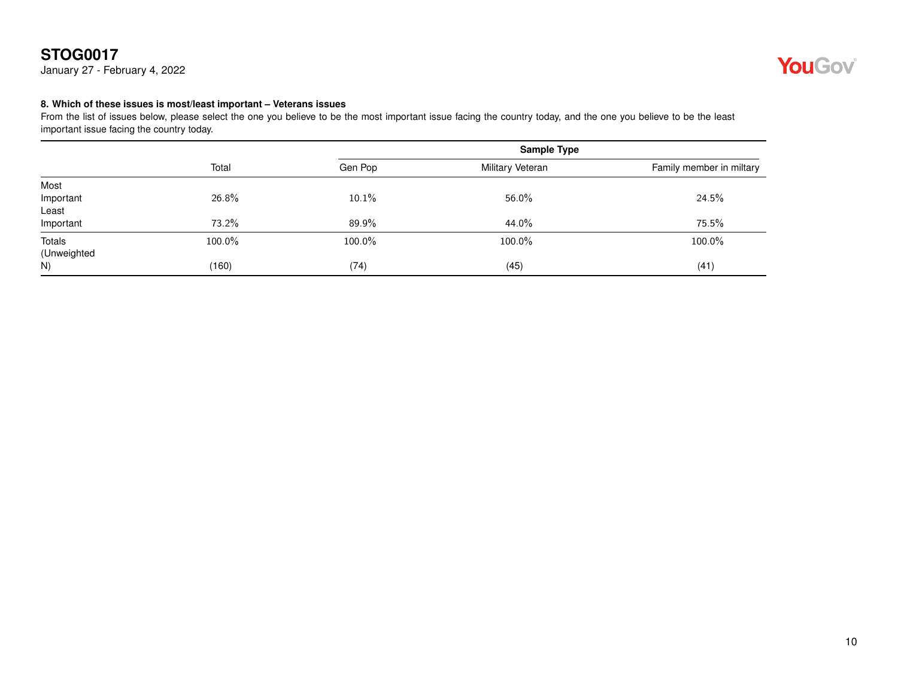# STOG0017

January 27 - February 4, 2022

**8. Which of these issues is most/least important – Veterans issues**

From the list of issues below, please select the one you believe to be the most important issue facing the country today, and the one you believe to be the least important issue facing the country today.

| | | Sample Type | | |
|---|---|---|---|---|
| | Total | Gen Pop | Military Veteran | Family member in miltary |
| Most Important | 26.8% | 10.1% | 56.0% | 24.5% |
| Least Important | 73.2% | 89.9% | 44.0% | 75.5% |
| Totals | 100.0% | 100.0% | 100.0% | 100.0% |
| (Unweighted N) | (160) | (74) | (45) | (41) |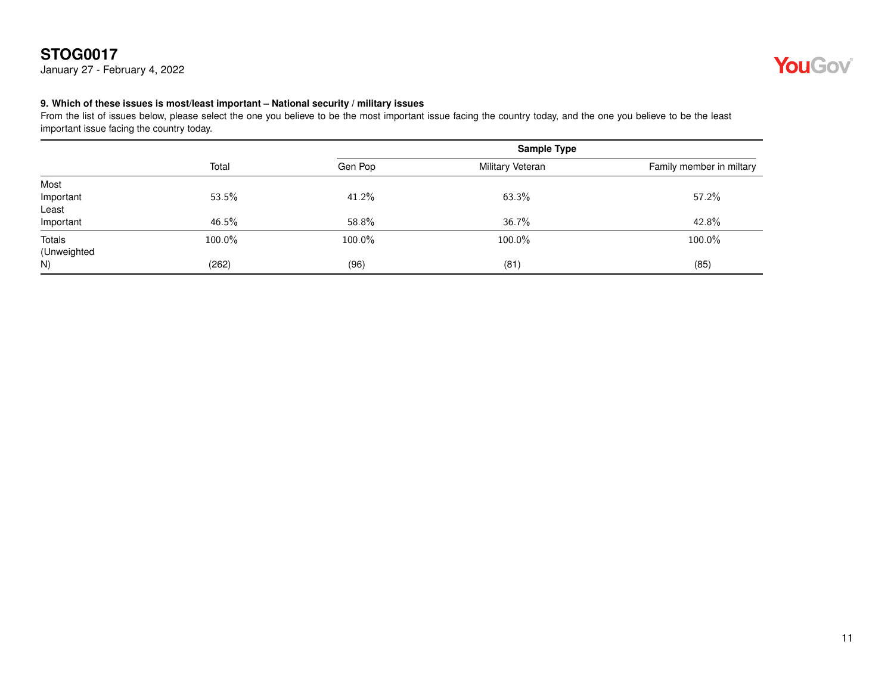**STOG0017**
January 27 - February 4, 2022

**9. Which of these issues is most/least important – National security / military issues**
From the list of issues below, please select the one you believe to be the most important issue facing the country today, and the one you believe to be the least important issue facing the country today.

| | | Sample Type | | |
|---|---|---|---|---|
| | Total | Gen Pop | Military Veteran | Family member in miltary |
| Most Important | 53.5% | 41.2% | 63.3% | 57.2% |
| Least Important | 46.5% | 58.8% | 36.7% | 42.8% |
| Totals | 100.0% | 100.0% | 100.0% | 100.0% |
| (Unweighted N) | (262) | (96) | (81) | (85) |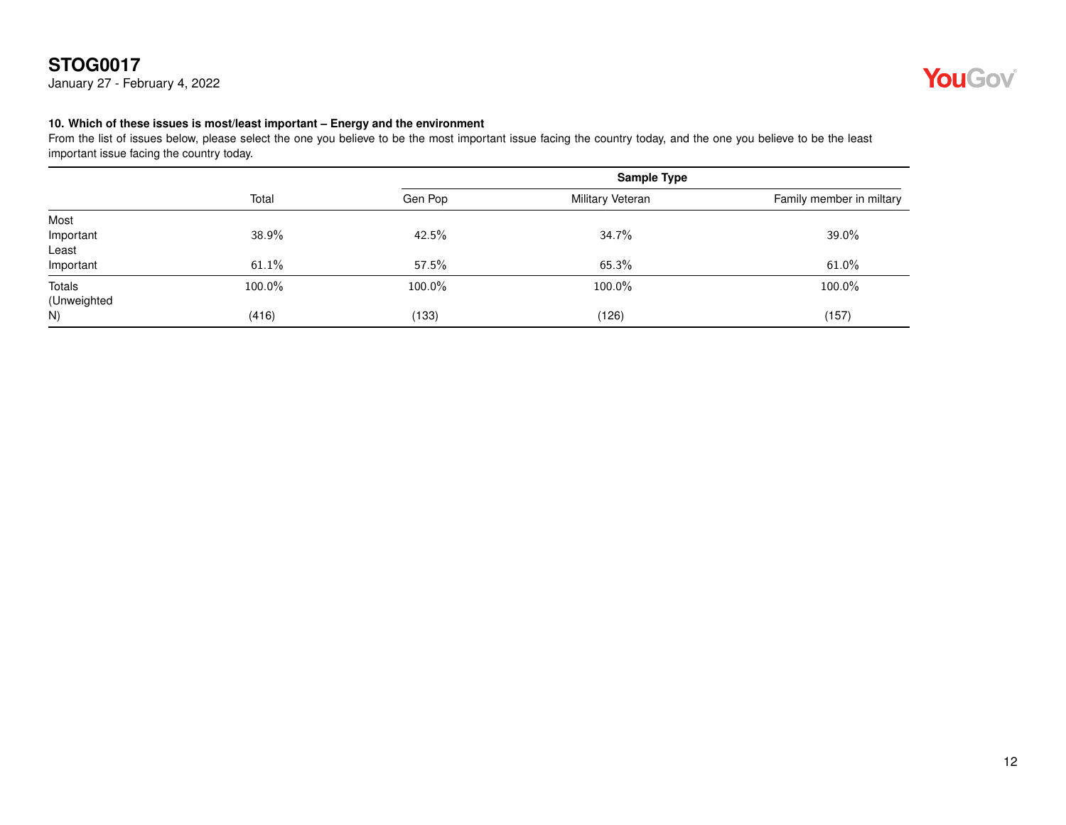**STOG0017**
January 27 - February 4, 2022

### 10. Which of these issues is most/least important – Energy and the environment

From the list of issues below, please select the one you believe to be the most important issue facing the country today, and the one you believe to be the least important issue facing the country today.

| | Total | Sample Type | | |
|---|---|---|---|---|
| | | Gen Pop | Military Veteran | Family member in miltary |
| Most Important | 38.9% | 42.5% | 34.7% | 39.0% |
| Least Important | 61.1% | 57.5% | 65.3% | 61.0% |
| Totals | 100.0% | 100.0% | 100.0% | 100.0% |
| (Unweighted N) | (416) | (133) | (126) | (157) |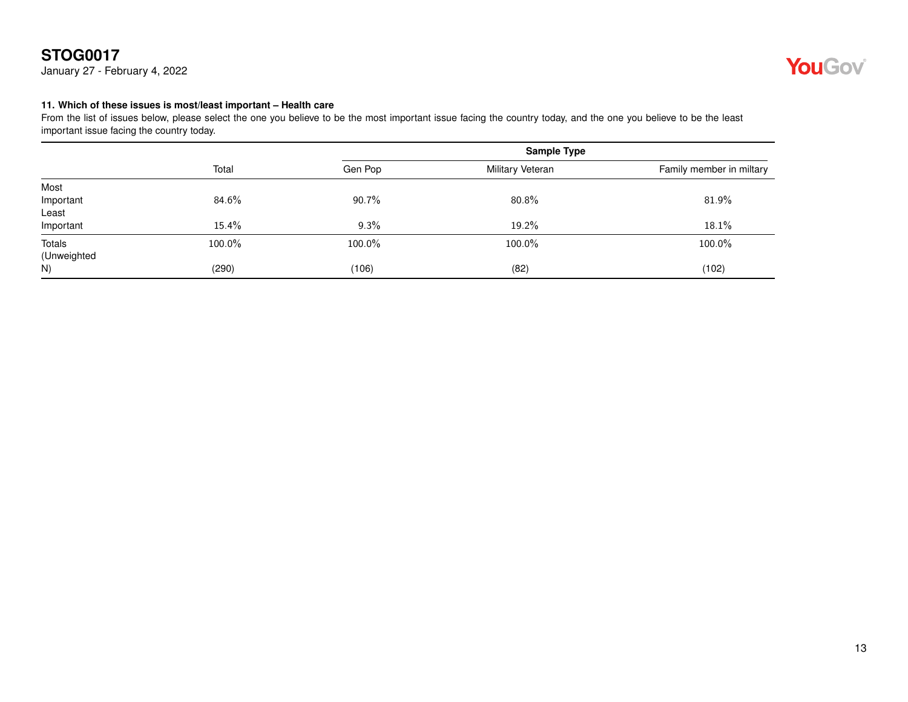**STOG0017**
January 27 - February 4, 2022

**11. Which of these issues is most/least important – Health care**

From the list of issues below, please select the one you believe to be the most important issue facing the country today, and the one you believe to be the least important issue facing the country today.

| | | Sample Type | | |
|---|---|---|---|---|
| | Total | Gen Pop | Military Veteran | Family member in miltary |
| Most Important | 84.6% | 90.7% | 80.8% | 81.9% |
| Least Important | 15.4% | 9.3% | 19.2% | 18.1% |
| Totals | 100.0% | 100.0% | 100.0% | 100.0% |
| (Unweighted N) | (290) | (106) | (82) | (102) |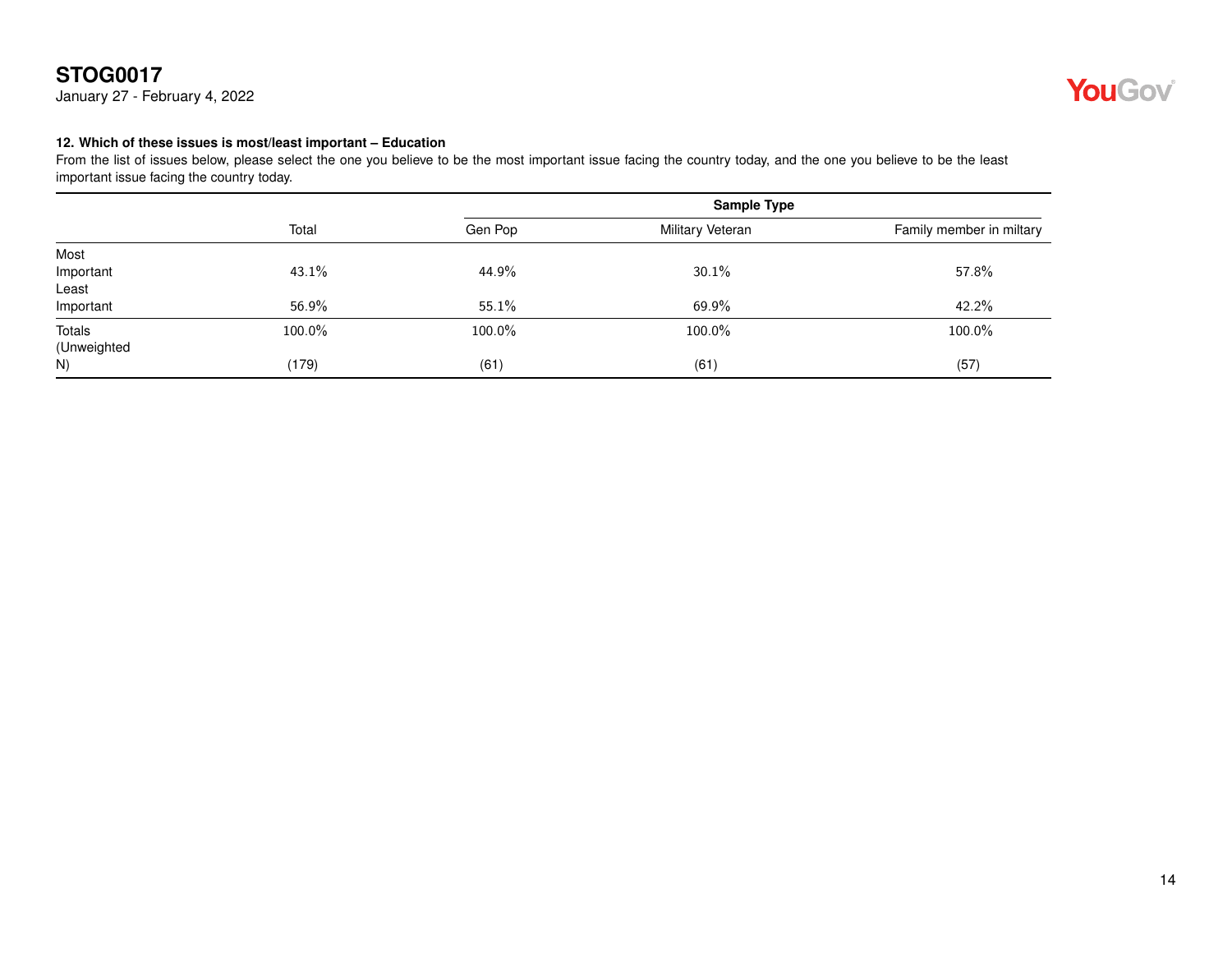**STOG0017**
January 27 - February 4, 2022

### 12. Which of these issues is most/least important – Education

From the list of issues below, please select the one you believe to be the most important issue facing the country today, and the one you believe to be the least important issue facing the country today.

| | | Sample Type | | |
|---|---|---|---|---|
| | Total | Gen Pop | Military Veteran | Family member in miltary |
| Most Important | 43.1% | 44.9% | 30.1% | 57.8% |
| Least Important | 56.9% | 55.1% | 69.9% | 42.2% |
| Totals | 100.0% | 100.0% | 100.0% | 100.0% |
| (Unweighted N) | (179) | (61) | (61) | (57) |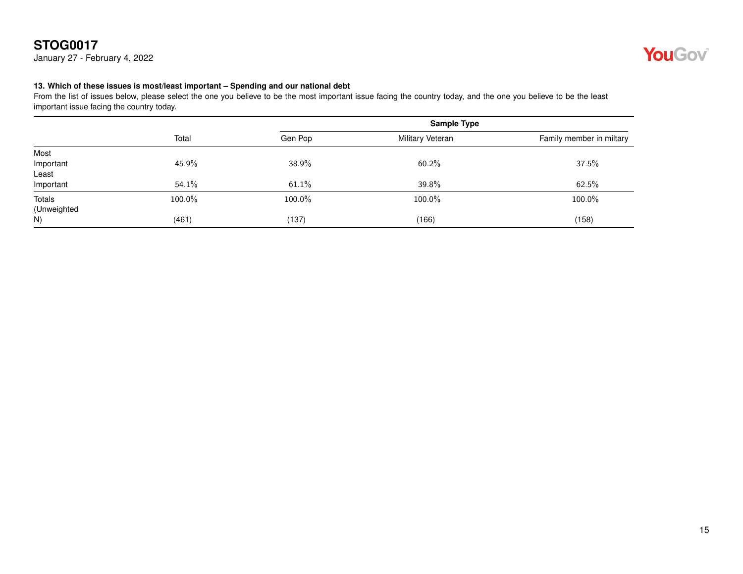**STOG0017**
January 27 - February 4, 2022

**13. Which of these issues is most/least important – Spending and our national debt**
From the list of issues below, please select the one you believe to be the most important issue facing the country today, and the one you believe to be the least important issue facing the country today.

| | | Sample Type | | |
|---|---|---|---|---|
| | Total | Gen Pop | Military Veteran | Family member in miltary |
| Most Important | 45.9% | 38.9% | 60.2% | 37.5% |
| Least Important | 54.1% | 61.1% | 39.8% | 62.5% |
| Totals | 100.0% | 100.0% | 100.0% | 100.0% |
| (Unweighted N) | (461) | (137) | (166) | (158) |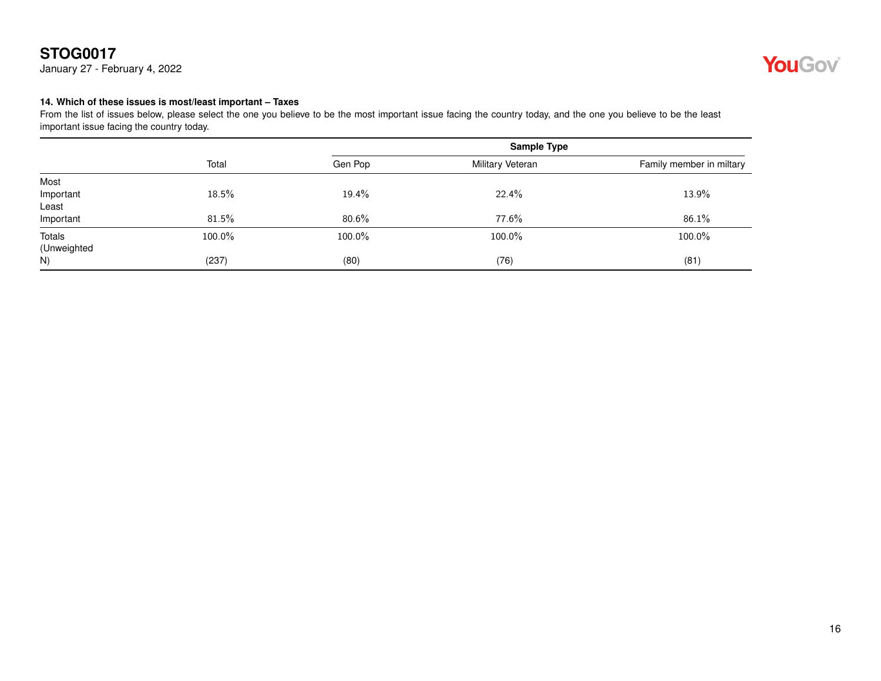**STOG0017**
January 27 - February 4, 2022

**14. Which of these issues is most/least important – Taxes**

From the list of issues below, please select the one you believe to be the most important issue facing the country today, and the one you believe to be the least important issue facing the country today.

| | | Sample Type | | |
|---|---|---|---|---|
| | Total | Gen Pop | Military Veteran | Family member in miltary |
| Most Important | 18.5% | 19.4% | 22.4% | 13.9% |
| Least Important | 81.5% | 80.6% | 77.6% | 86.1% |
| Totals | 100.0% | 100.0% | 100.0% | 100.0% |
| (Unweighted N) | (237) | (80) | (76) | (81) |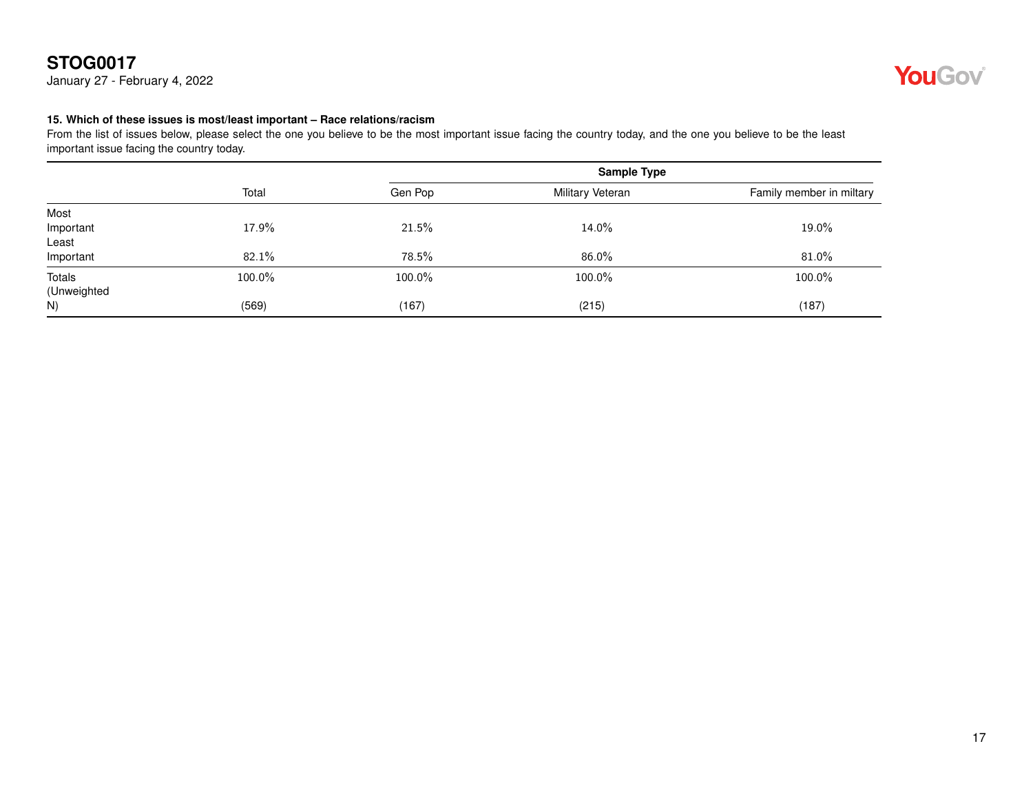# STOG0017

January 27 - February 4, 2022

**15. Which of these issues is most/least important – Race relations/racism**

From the list of issues below, please select the one you believe to be the most important issue facing the country today, and the one you believe to be the least important issue facing the country today.

| | | Sample Type | | |
|---|---|---|---|---|
| | Total | Gen Pop | Military Veteran | Family member in miltary |
| Most Important | 17.9% | 21.5% | 14.0% | 19.0% |
| Least Important | 82.1% | 78.5% | 86.0% | 81.0% |
| Totals | 100.0% | 100.0% | 100.0% | 100.0% |
| (Unweighted N) | (569) | (167) | (215) | (187) |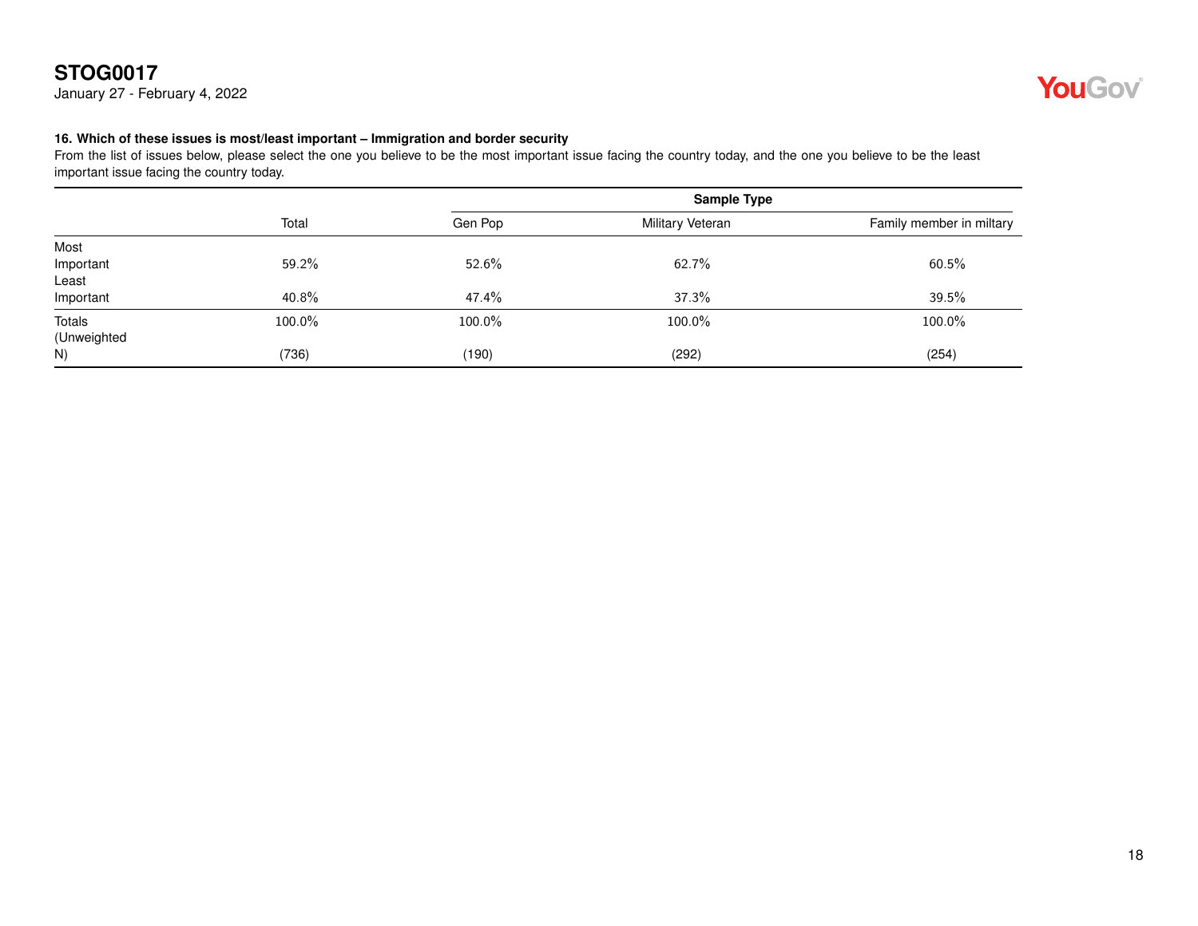## STOG0017

January 27 - February 4, 2022

### 16. Which of these issues is most/least important – Immigration and border security

From the list of issues below, please select the one you believe to be the most important issue facing the country today, and the one you believe to be the least important issue facing the country today.

| | Total | Sample Type | | |
|---|---|---|---|---|
| | | Gen Pop | Military Veteran | Family member in miltary |
| Most Important | 59.2% | 52.6% | 62.7% | 60.5% |
| Least Important | 40.8% | 47.4% | 37.3% | 39.5% |
| Totals | 100.0% | 100.0% | 100.0% | 100.0% |
| (Unweighted N) | (736) | (190) | (292) | (254) |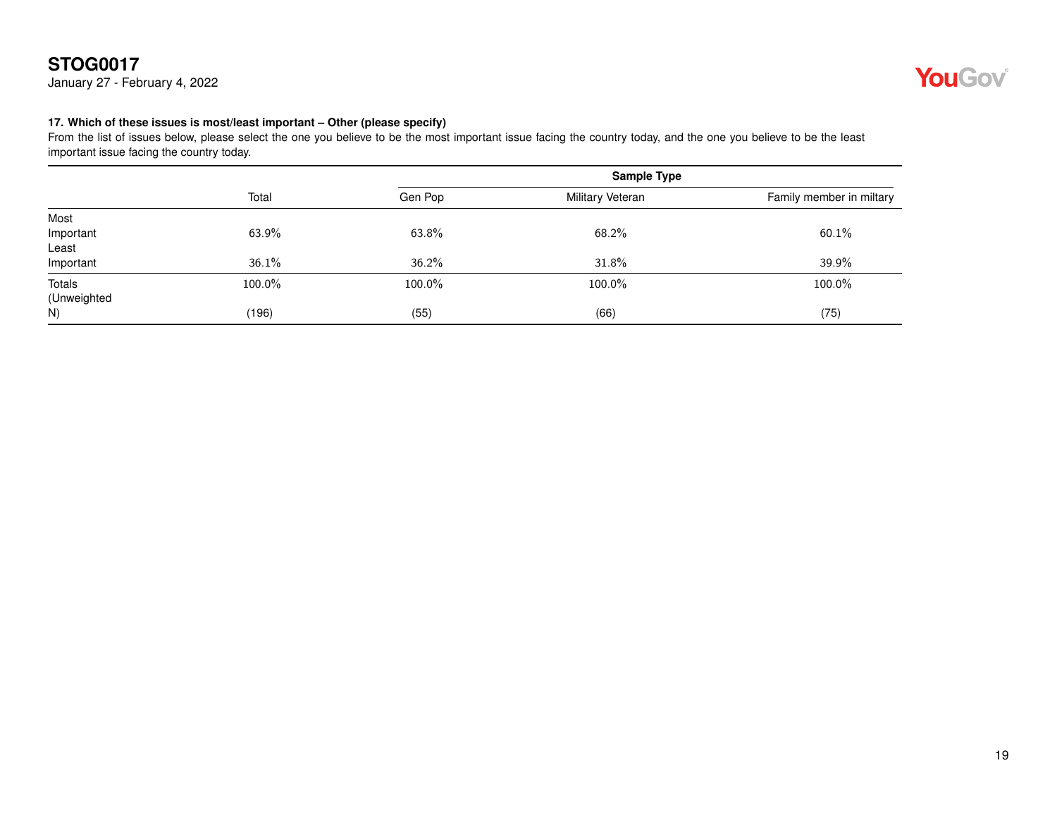**STOG0017**
January 27 - February 4, 2022

### 17. Which of these issues is most/least important – Other (please specify)

From the list of issues below, please select the one you believe to be the most important issue facing the country today, and the one you believe to be the least important issue facing the country today.

| | Total | Sample Type | | |
|---|---|---|---|---|
| | | Gen Pop | Military Veteran | Family member in miltary |
| Most Important | 63.9% | 63.8% | 68.2% | 60.1% |
| Least Important | 36.1% | 36.2% | 31.8% | 39.9% |
| Totals | 100.0% | 100.0% | 100.0% | 100.0% |
| (Unweighted N) | (196) | (55) | (66) | (75) |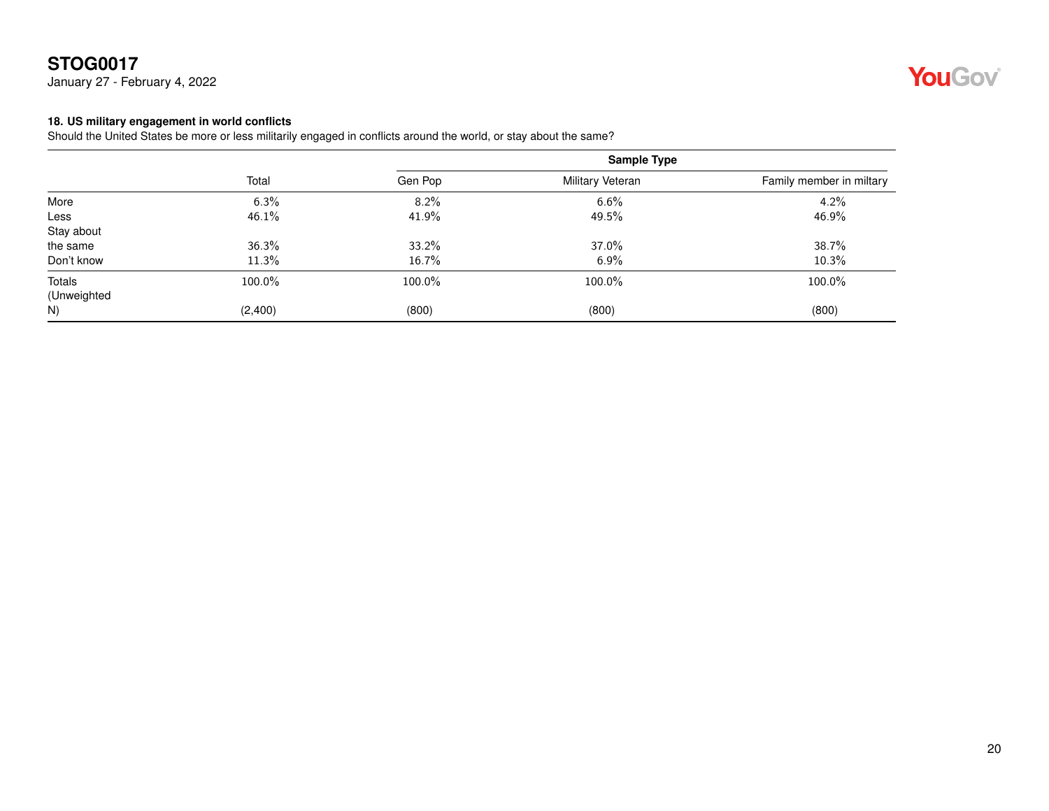**STOG0017**
January 27 - February 4, 2022

### 18. US military engagement in world conflicts

Should the United States be more or less militarily engaged in conflicts around the world, or stay about the same?

| | | Sample Type | | |
|---|---|---|---|---|
| | Total | Gen Pop | Military Veteran | Family member in miltary |
| More | 6.3% | 8.2% | 6.6% | 4.2% |
| Less | 46.1% | 41.9% | 49.5% | 46.9% |
| Stay about the same | 36.3% | 33.2% | 37.0% | 38.7% |
| Don't know | 11.3% | 16.7% | 6.9% | 10.3% |
| Totals | 100.0% | 100.0% | 100.0% | 100.0% |
| (Unweighted N) | (2,400) | (800) | (800) | (800) |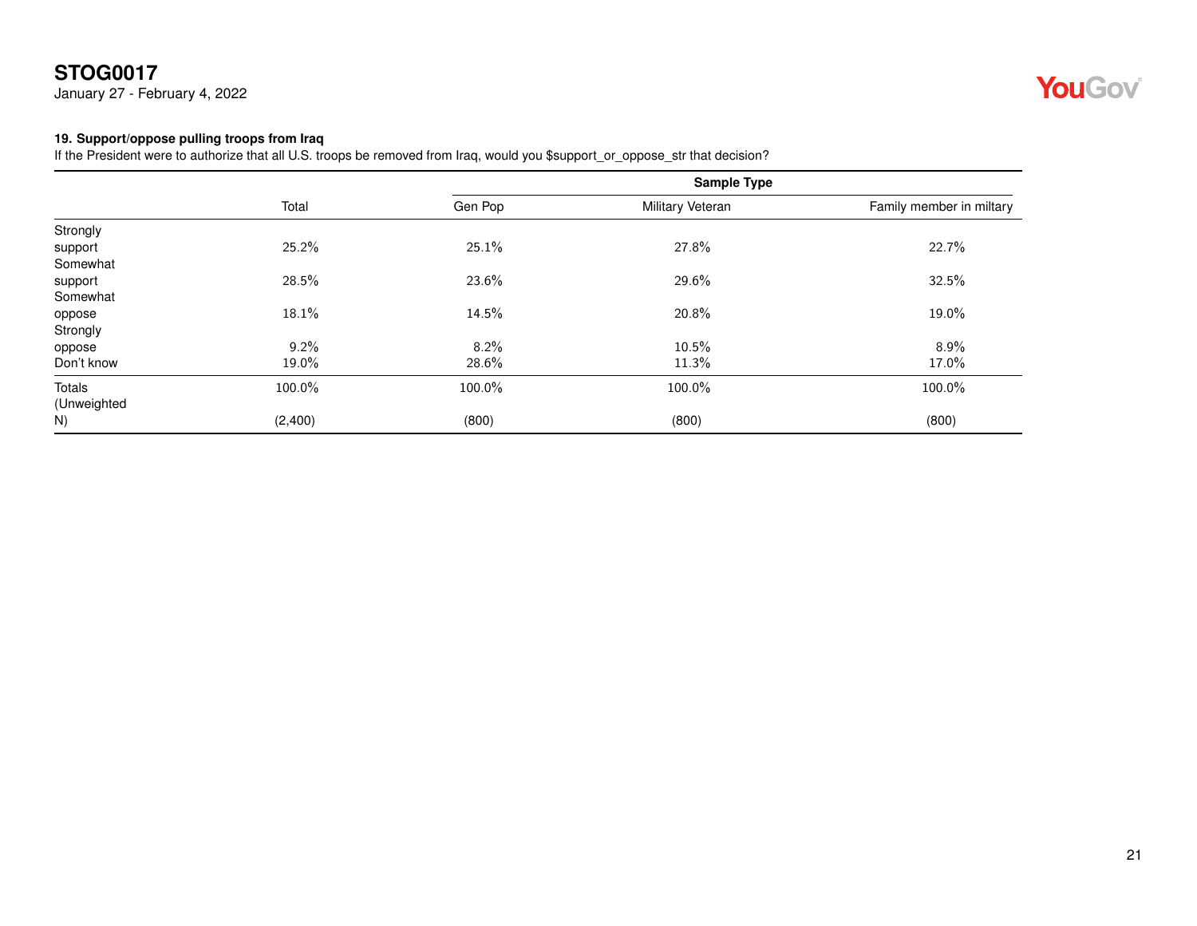**STOG0017**
January 27 - February 4, 2022

**19. Support/oppose pulling troops from Iraq**
If the President were to authorize that all U.S. troops be removed from Iraq, would you $support_or_oppose_str that decision?

| | | Sample Type | | |
|---|---|---|---|---|
| | Total | Gen Pop | Military Veteran | Family member in miltary |
| Strongly support | 25.2% | 25.1% | 27.8% | 22.7% |
| Somewhat support | 28.5% | 23.6% | 29.6% | 32.5% |
| Somewhat oppose | 18.1% | 14.5% | 20.8% | 19.0% |
| Strongly oppose | 9.2% | 8.2% | 10.5% | 8.9% |
| Don't know | 19.0% | 28.6% | 11.3% | 17.0% |
| Totals | 100.0% | 100.0% | 100.0% | 100.0% |
| (Unweighted N) | (2,400) | (800) | (800) | (800) |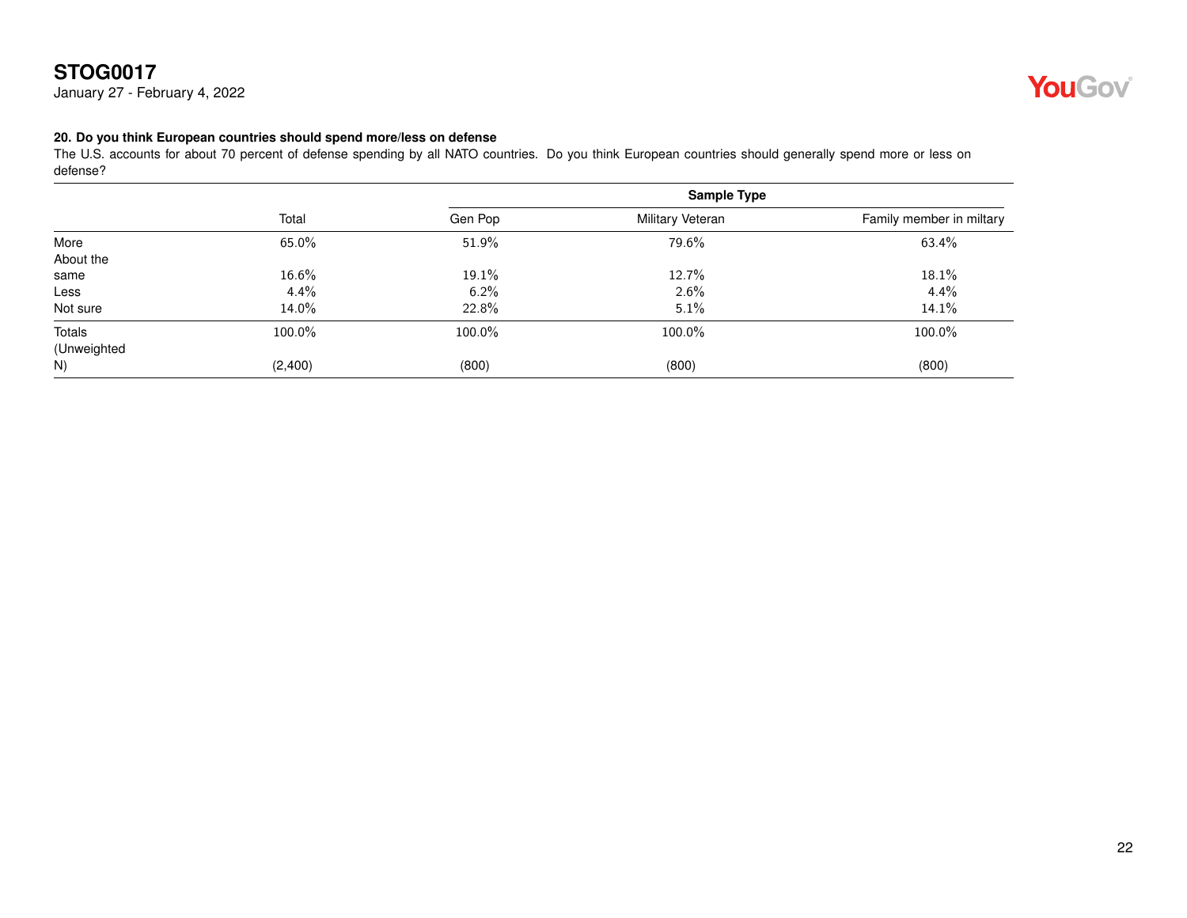**STOG0017**
January 27 - February 4, 2022

**20. Do you think European countries should spend more/less on defense**
The U.S. accounts for about 70 percent of defense spending by all NATO countries. Do you think European countries should generally spend more or less on defense?

| | | Sample Type | | |
|---|---|---|---|---|
| | Total | Gen Pop | Military Veteran | Family member in miltary |
| More | 65.0% | 51.9% | 79.6% | 63.4% |
| About the same | 16.6% | 19.1% | 12.7% | 18.1% |
| Less | 4.4% | 6.2% | 2.6% | 4.4% |
| Not sure | 14.0% | 22.8% | 5.1% | 14.1% |
| Totals | 100.0% | 100.0% | 100.0% | 100.0% |
| (Unweighted N) | (2,400) | (800) | (800) | (800) |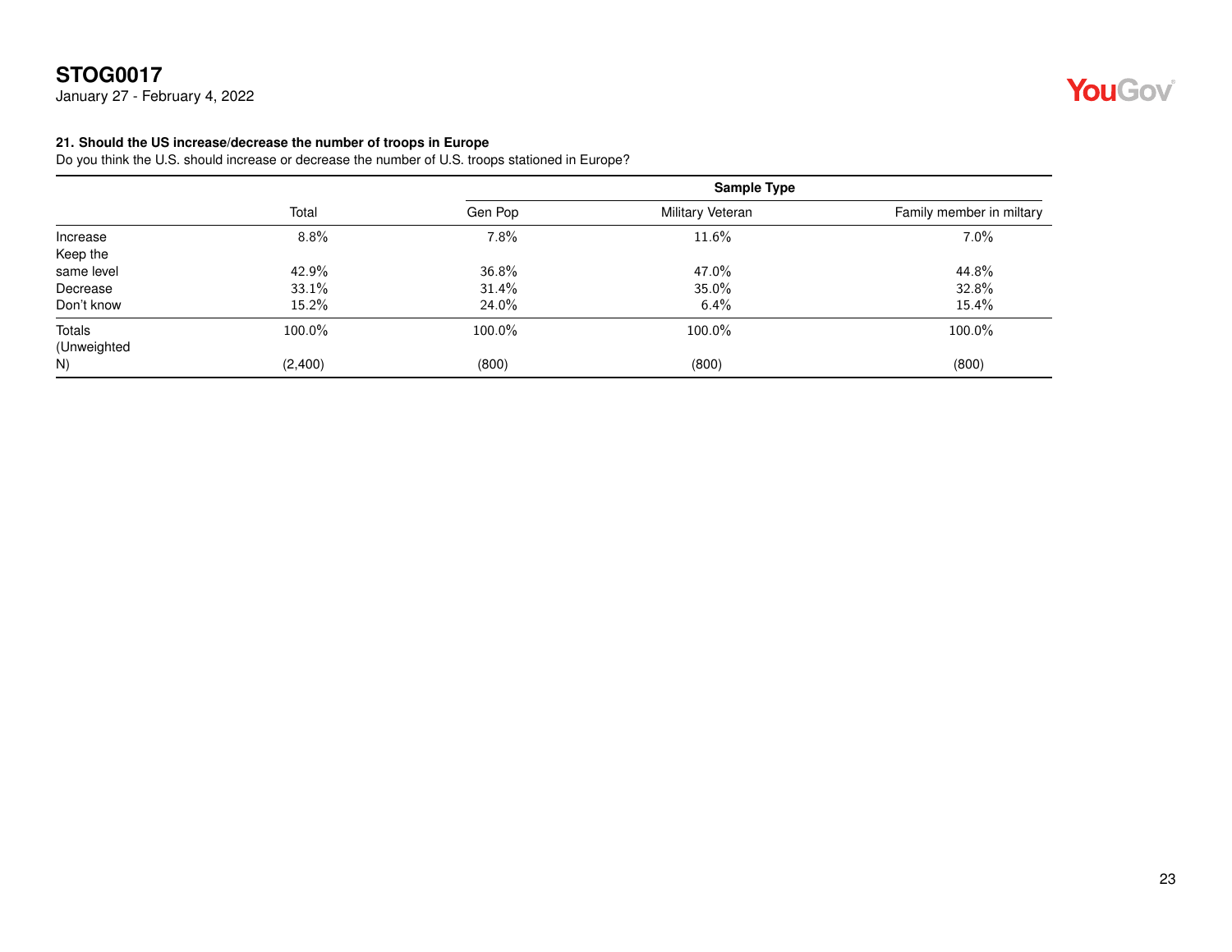**STOG0017**
January 27 - February 4, 2022

### 21. Should the US increase/decrease the number of troops in Europe

Do you think the U.S. should increase or decrease the number of U.S. troops stationed in Europe?

| | | Sample Type | | |
|---|---|---|---|---|
| | Total | Gen Pop | Military Veteran | Family member in miltary |
| Increase | 8.8% | 7.8% | 11.6% | 7.0% |
| Keep the same level | 42.9% | 36.8% | 47.0% | 44.8% |
| Decrease | 33.1% | 31.4% | 35.0% | 32.8% |
| Don't know | 15.2% | 24.0% | 6.4% | 15.4% |
| Totals | 100.0% | 100.0% | 100.0% | 100.0% |
| (Unweighted N) | (2,400) | (800) | (800) | (800) |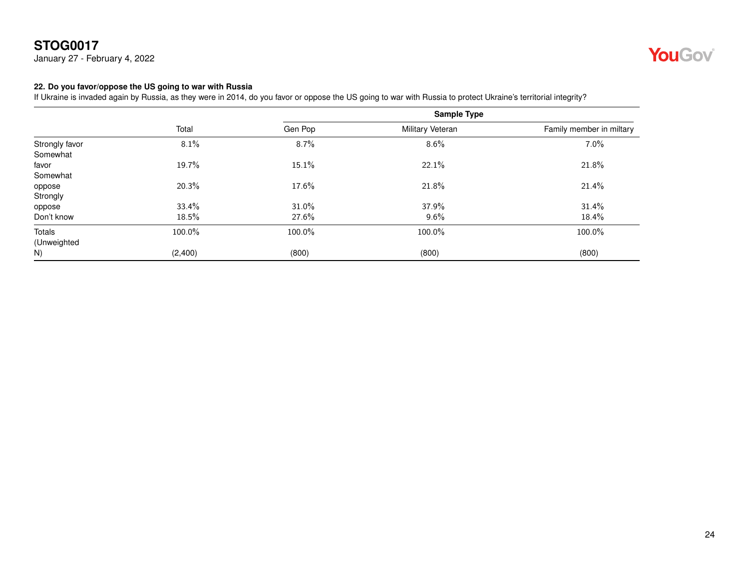### 22. Do you favor/oppose the US going to war with Russia

If Ukraine is invaded again by Russia, as they were in 2014, do you favor or oppose the US going to war with Russia to protect Ukraine's territorial integrity?

| | | Sample Type | | |
|---|---|---|---|---|
| | Total | Gen Pop | Military Veteran | Family member in miltary |
| Strongly favor | 8.1% | 8.7% | 8.6% | 7.0% |
| Somewhat favor | 19.7% | 15.1% | 22.1% | 21.8% |
| Somewhat oppose | 20.3% | 17.6% | 21.8% | 21.4% |
| Strongly oppose | 33.4% | 31.0% | 37.9% | 31.4% |
| Don't know | 18.5% | 27.6% | 9.6% | 18.4% |
| Totals | 100.0% | 100.0% | 100.0% | 100.0% |
| (Unweighted N) | (2,400) | (800) | (800) | (800) |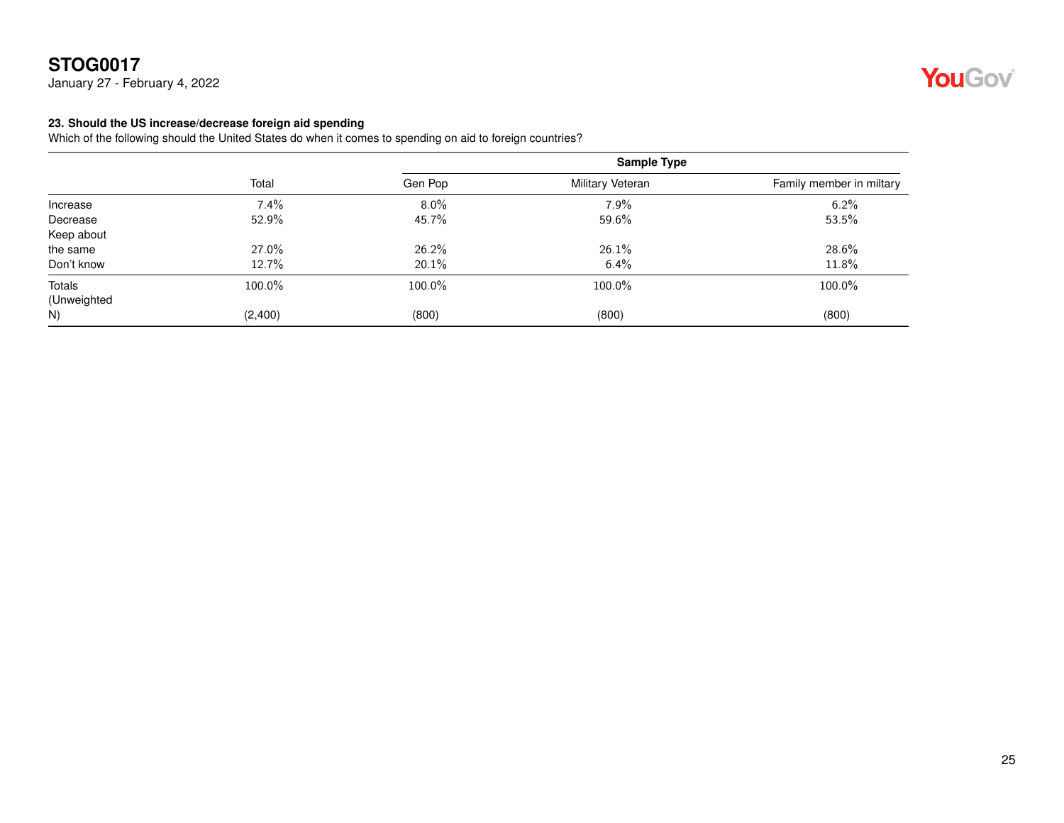# STOG0017

January 27 - February 4, 2022

### 23. Should the US increase/decrease foreign aid spending

Which of the following should the United States do when it comes to spending on aid to foreign countries?

| | | Sample Type | | |
|---|---|---|---|---|
| | Total | Gen Pop | Military Veteran | Family member in miltary |
| Increase | 7.4% | 8.0% | 7.9% | 6.2% |
| Decrease | 52.9% | 45.7% | 59.6% | 53.5% |
| Keep about the same | 27.0% | 26.2% | 26.1% | 28.6% |
| Don't know | 12.7% | 20.1% | 6.4% | 11.8% |
| Totals | 100.0% | 100.0% | 100.0% | 100.0% |
| (Unweighted N) | (2,400) | (800) | (800) | (800) |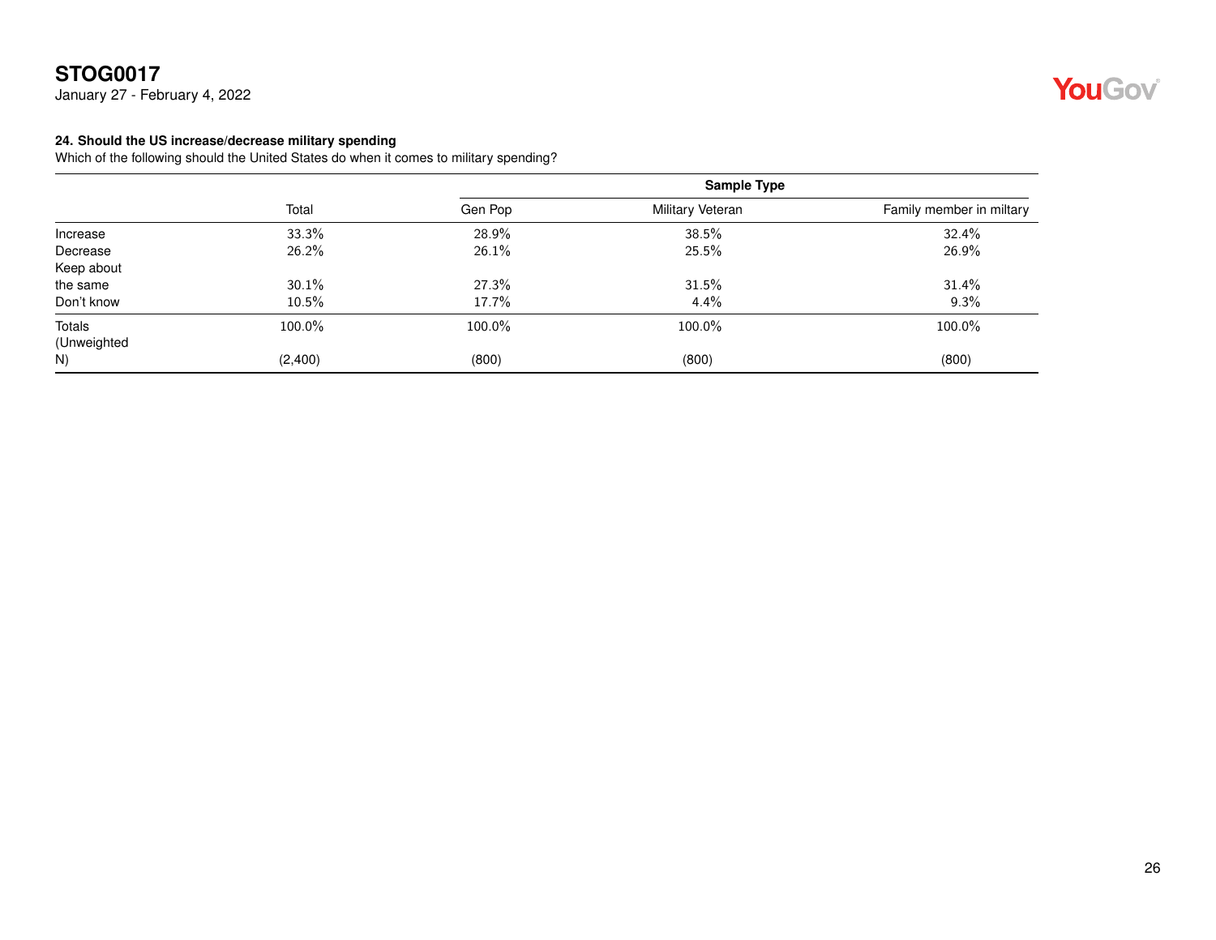**STOG0017**
January 27 - February 4, 2022

**24. Should the US increase/decrease military spending**
Which of the following should the United States do when it comes to military spending?

| | | Sample Type | | |
|---|---|---|---|---|
| | Total | Gen Pop | Military Veteran | Family member in miltary |
| Increase | 33.3% | 28.9% | 38.5% | 32.4% |
| Decrease | 26.2% | 26.1% | 25.5% | 26.9% |
| Keep about the same | 30.1% | 27.3% | 31.5% | 31.4% |
| Don't know | 10.5% | 17.7% | 4.4% | 9.3% |
| Totals | 100.0% | 100.0% | 100.0% | 100.0% |
| (Unweighted N) | (2,400) | (800) | (800) | (800) |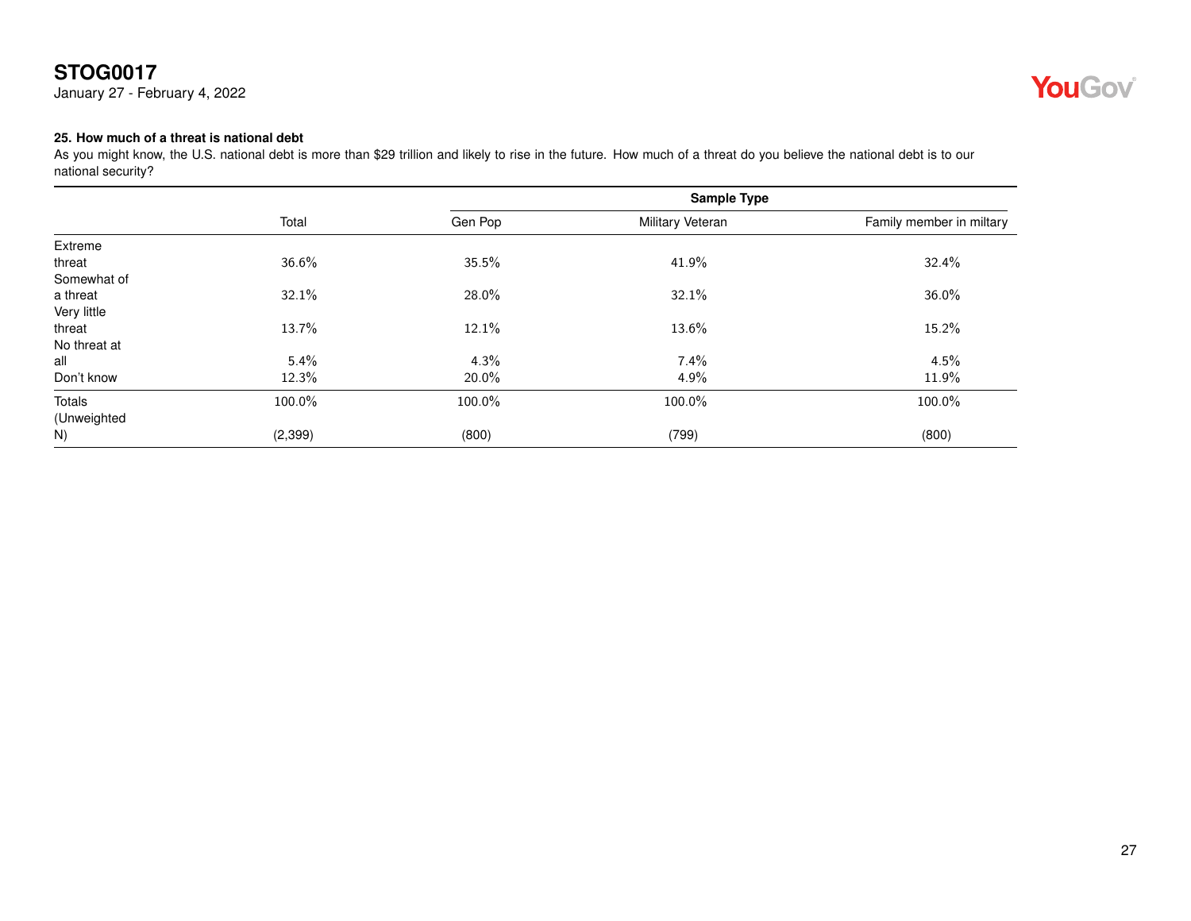**25. How much of a threat is national debt**

As you might know, the U.S. national debt is more than $29 trillion and likely to rise in the future. How much of a threat do you believe the national debt is to our national security?

| | | Sample Type | | |
|---|---|---|---|---|
| | Total | Gen Pop | Military Veteran | Family member in miltary |
| Extreme threat | 36.6% | 35.5% | 41.9% | 32.4% |
| Somewhat of a threat | 32.1% | 28.0% | 32.1% | 36.0% |
| Very little threat | 13.7% | 12.1% | 13.6% | 15.2% |
| No threat at all | 5.4% | 4.3% | 7.4% | 4.5% |
| Don't know | 12.3% | 20.0% | 4.9% | 11.9% |
| Totals | 100.0% | 100.0% | 100.0% | 100.0% |
| (Unweighted N) | (2,399) | (800) | (799) | (800) |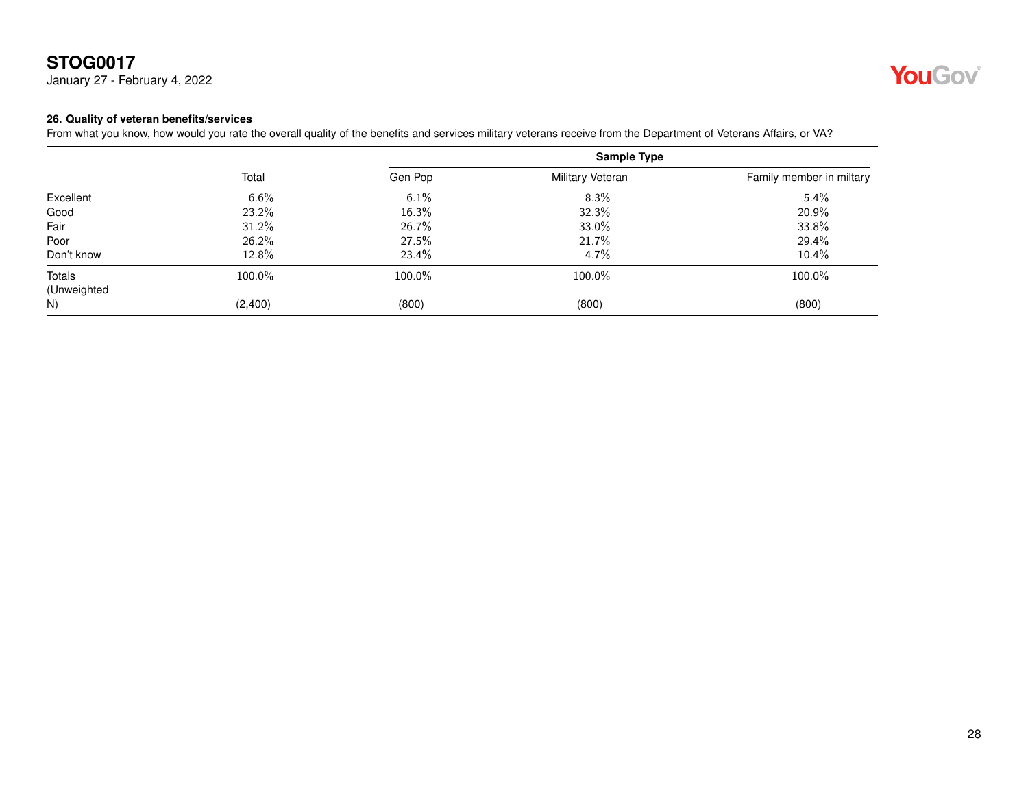**STOG0017**
January 27 - February 4, 2022

**26. Quality of veteran benefits/services**
From what you know, how would you rate the overall quality of the benefits and services military veterans receive from the Department of Veterans Affairs, or VA?

| | | Sample Type | | |
|---|---|---|---|---|
| | Total | Gen Pop | Military Veteran | Family member in miltary |
| Excellent | 6.6% | 6.1% | 8.3% | 5.4% |
| Good | 23.2% | 16.3% | 32.3% | 20.9% |
| Fair | 31.2% | 26.7% | 33.0% | 33.8% |
| Poor | 26.2% | 27.5% | 21.7% | 29.4% |
| Don't know | 12.8% | 23.4% | 4.7% | 10.4% |
| Totals | 100.0% | 100.0% | 100.0% | 100.0% |
| (Unweighted N) | (2,400) | (800) | (800) | (800) |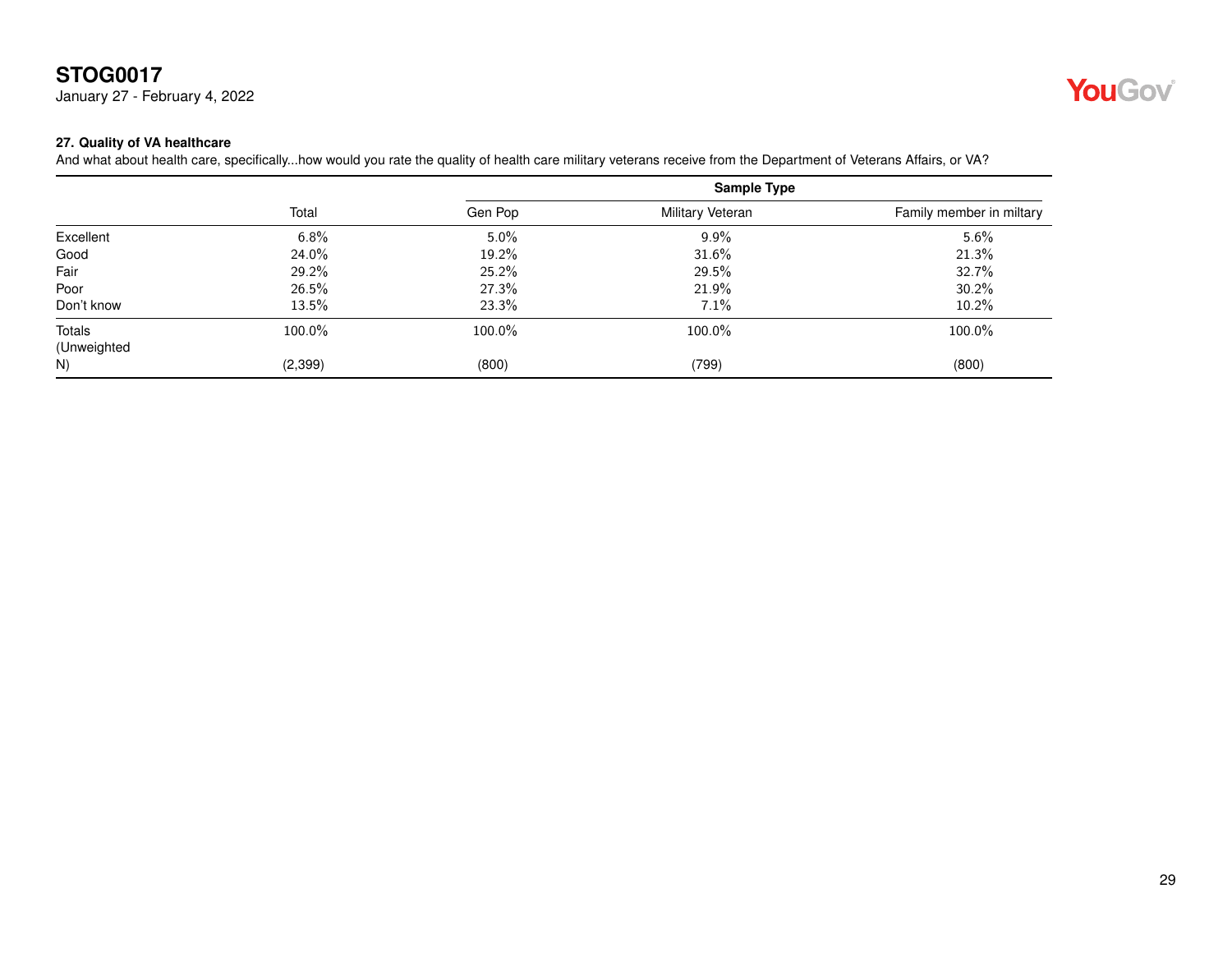## STOG0017

January 27 - February 4, 2022

### 27. Quality of VA healthcare

And what about health care, specifically...how would you rate the quality of health care military veterans receive from the Department of Veterans Affairs, or VA?

| | | Sample Type | | |
|---|---|---|---|---|
| | Total | Gen Pop | Military Veteran | Family member in miltary |
| Excellent | 6.8% | 5.0% | 9.9% | 5.6% |
| Good | 24.0% | 19.2% | 31.6% | 21.3% |
| Fair | 29.2% | 25.2% | 29.5% | 32.7% |
| Poor | 26.5% | 27.3% | 21.9% | 30.2% |
| Don't know | 13.5% | 23.3% | 7.1% | 10.2% |
| Totals | 100.0% | 100.0% | 100.0% | 100.0% |
| (Unweighted N) | (2,399) | (800) | (799) | (800) |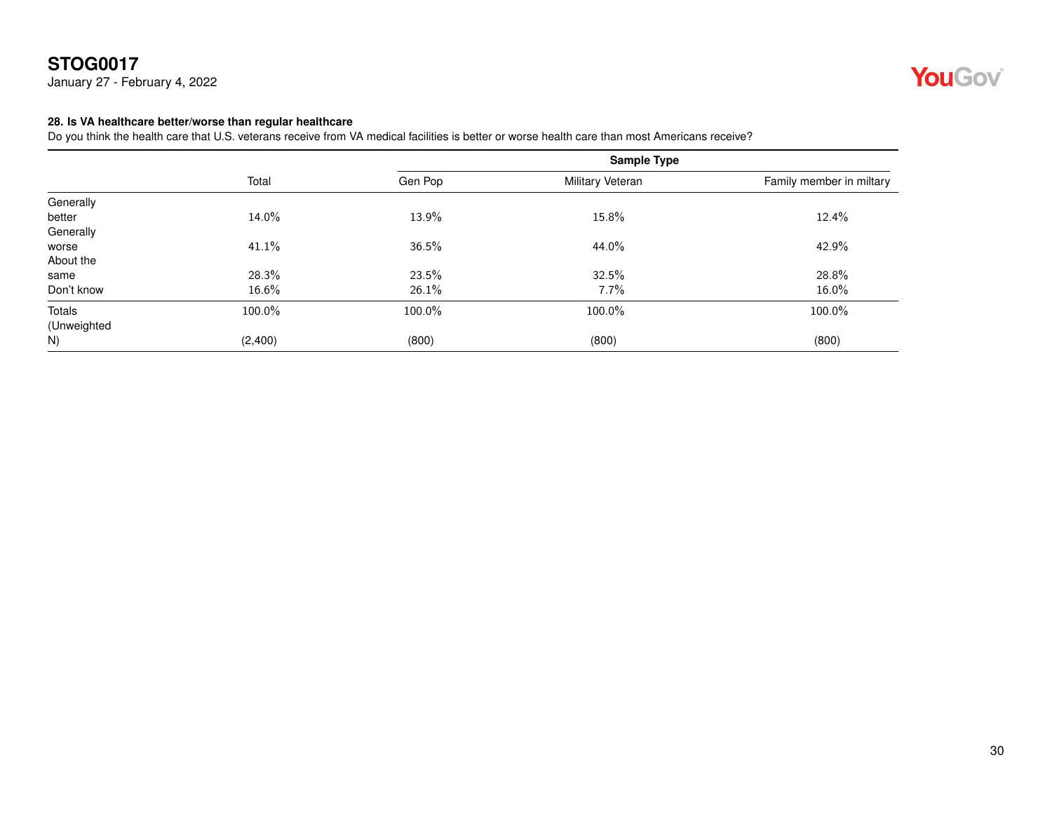**STOG0017**
January 27 - February 4, 2022

**28. Is VA healthcare better/worse than regular healthcare**
Do you think the health care that U.S. veterans receive from VA medical facilities is better or worse health care than most Americans receive?

| | | Sample Type | | |
|---|---|---|---|---|
| | Total | Gen Pop | Military Veteran | Family member in miltary |
| Generally better | 14.0% | 13.9% | 15.8% | 12.4% |
| Generally worse | 41.1% | 36.5% | 44.0% | 42.9% |
| About the same | 28.3% | 23.5% | 32.5% | 28.8% |
| Don't know | 16.6% | 26.1% | 7.7% | 16.0% |
| Totals | 100.0% | 100.0% | 100.0% | 100.0% |
| (Unweighted N) | (2,400) | (800) | (800) | (800) |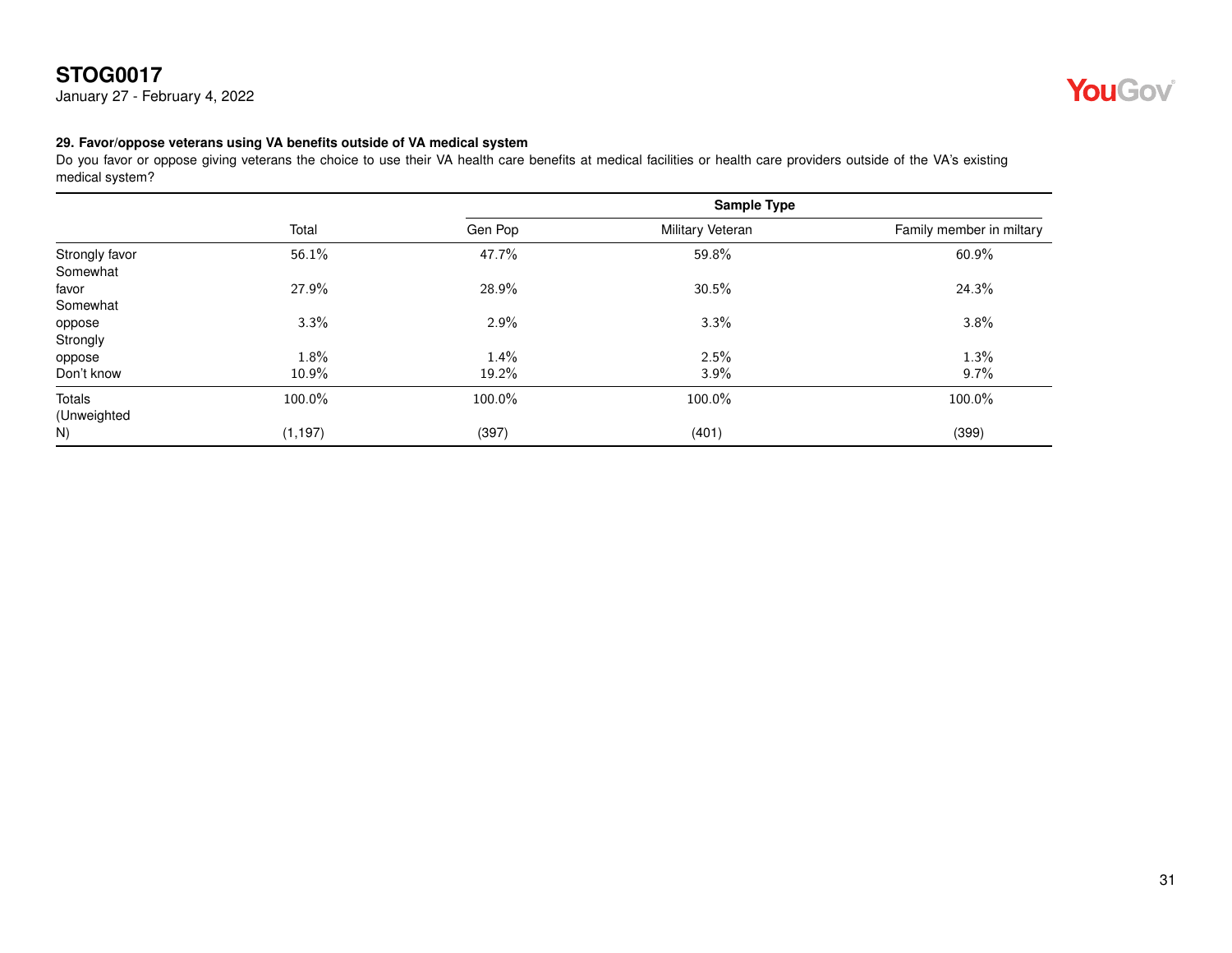## 29. Favor/oppose veterans using VA benefits outside of VA medical system

Do you favor or oppose giving veterans the choice to use their VA health care benefits at medical facilities or health care providers outside of the VA's existing medical system?

| | | Sample Type | | |
|---|---|---|---|---|
| | Total | Gen Pop | Military Veteran | Family member in miltary |
| Strongly favor | 56.1% | 47.7% | 59.8% | 60.9% |
| Somewhat favor | 27.9% | 28.9% | 30.5% | 24.3% |
| Somewhat oppose | 3.3% | 2.9% | 3.3% | 3.8% |
| Strongly oppose | 1.8% | 1.4% | 2.5% | 1.3% |
| Don't know | 10.9% | 19.2% | 3.9% | 9.7% |
| Totals | 100.0% | 100.0% | 100.0% | 100.0% |
| (Unweighted N) | (1,197) | (397) | (401) | (399) |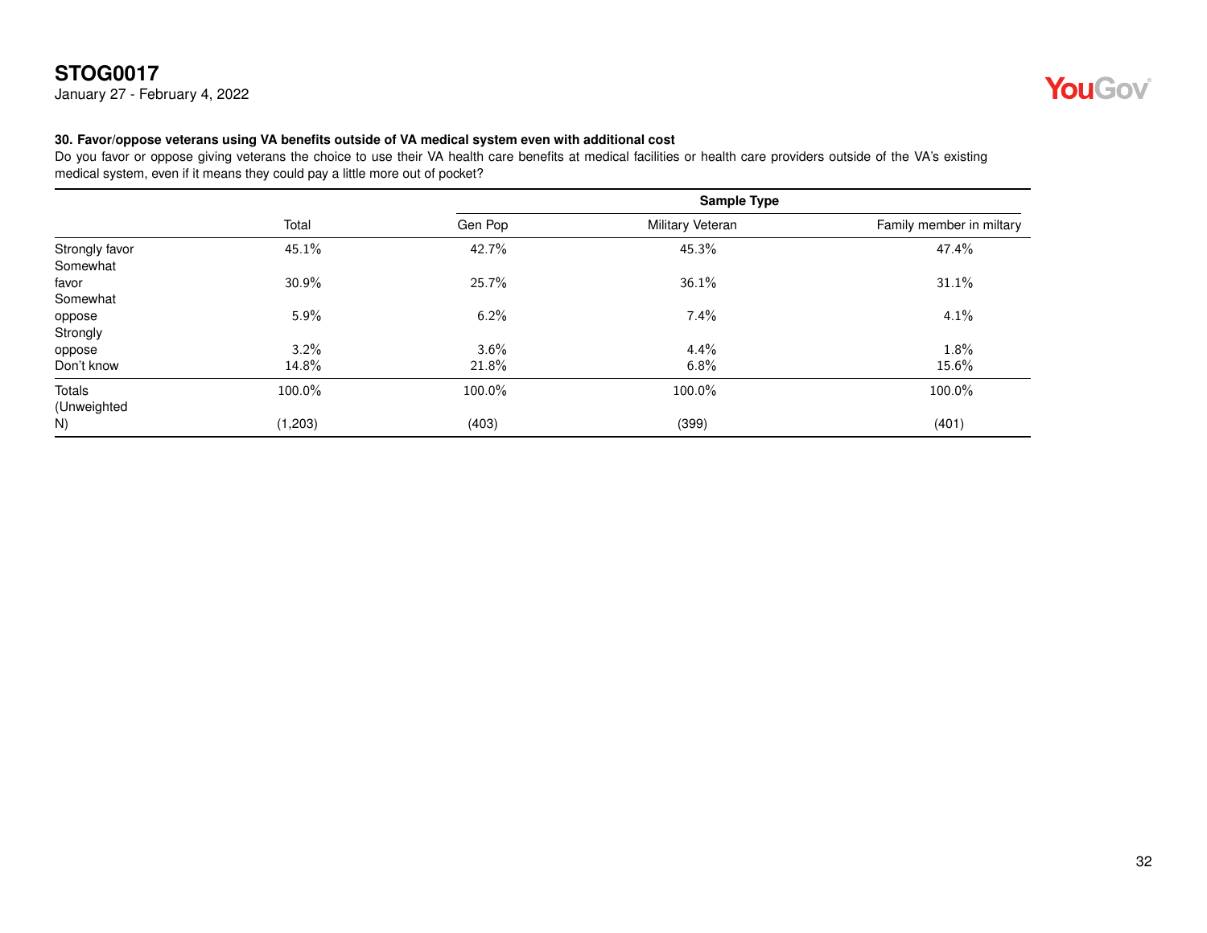**STOG0017**
January 27 - February 4, 2022

**30. Favor/oppose veterans using VA benefits outside of VA medical system even with additional cost**
Do you favor or oppose giving veterans the choice to use their VA health care benefits at medical facilities or health care providers outside of the VA's existing medical system, even if it means they could pay a little more out of pocket?

| | | Sample Type | | |
|---|---|---|---|---|
| | Total | Gen Pop | Military Veteran | Family member in miltary |
| Strongly favor | 45.1% | 42.7% | 45.3% | 47.4% |
| Somewhat favor | 30.9% | 25.7% | 36.1% | 31.1% |
| Somewhat oppose | 5.9% | 6.2% | 7.4% | 4.1% |
| Strongly oppose | 3.2% | 3.6% | 4.4% | 1.8% |
| Don't know | 14.8% | 21.8% | 6.8% | 15.6% |
| Totals | 100.0% | 100.0% | 100.0% | 100.0% |
| (Unweighted N) | (1,203) | (403) | (399) | (401) |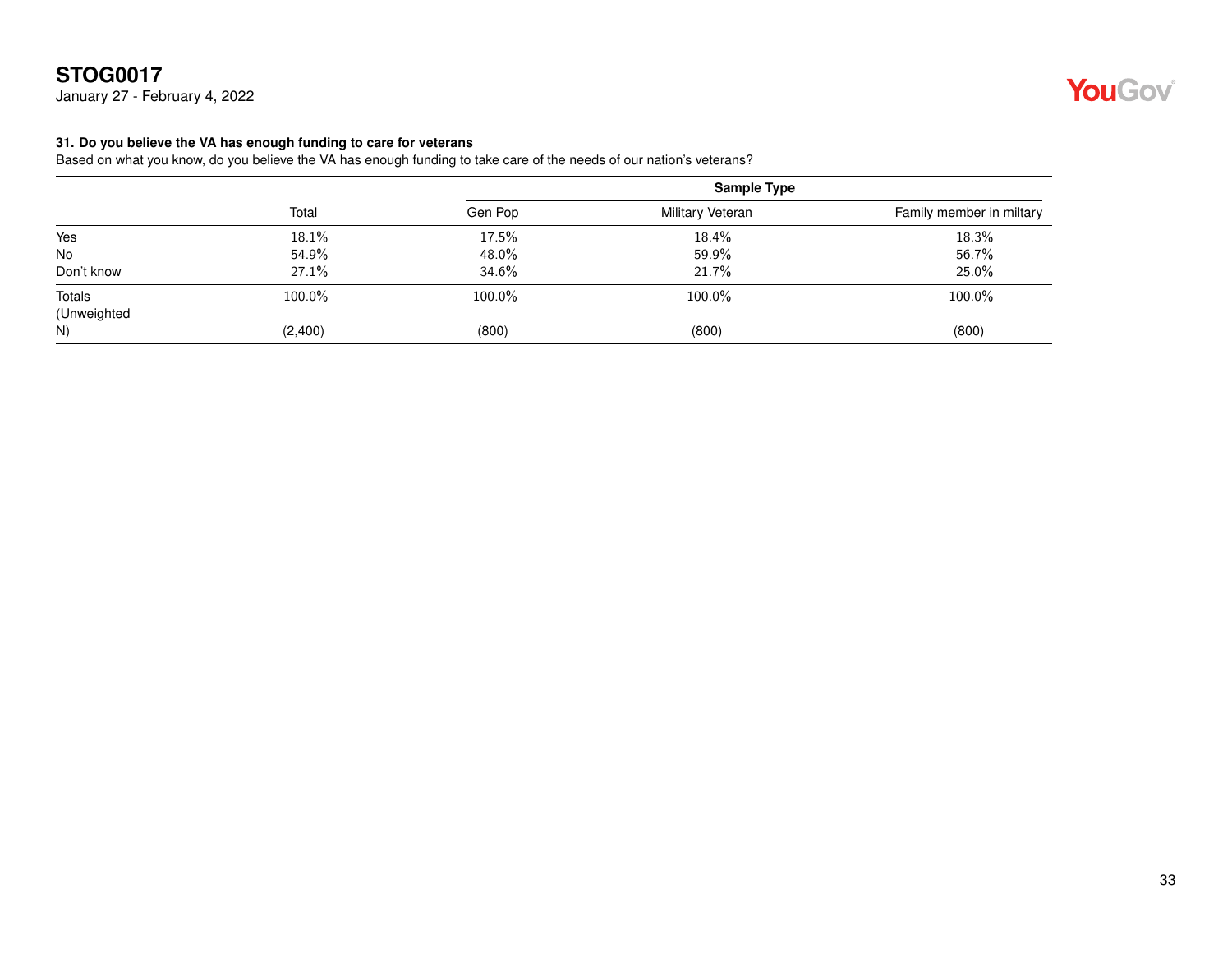**STOG0017**
January 27 - February 4, 2022

**31. Do you believe the VA has enough funding to care for veterans**
Based on what you know, do you believe the VA has enough funding to take care of the needs of our nation's veterans?

| | | Sample Type | | |
|---|---|---|---|---|
| | Total | Gen Pop | Military Veteran | Family member in miltary |
| Yes | 18.1% | 17.5% | 18.4% | 18.3% |
| No | 54.9% | 48.0% | 59.9% | 56.7% |
| Don't know | 27.1% | 34.6% | 21.7% | 25.0% |
| Totals | 100.0% | 100.0% | 100.0% | 100.0% |
| (Unweighted N) | (2,400) | (800) | (800) | (800) |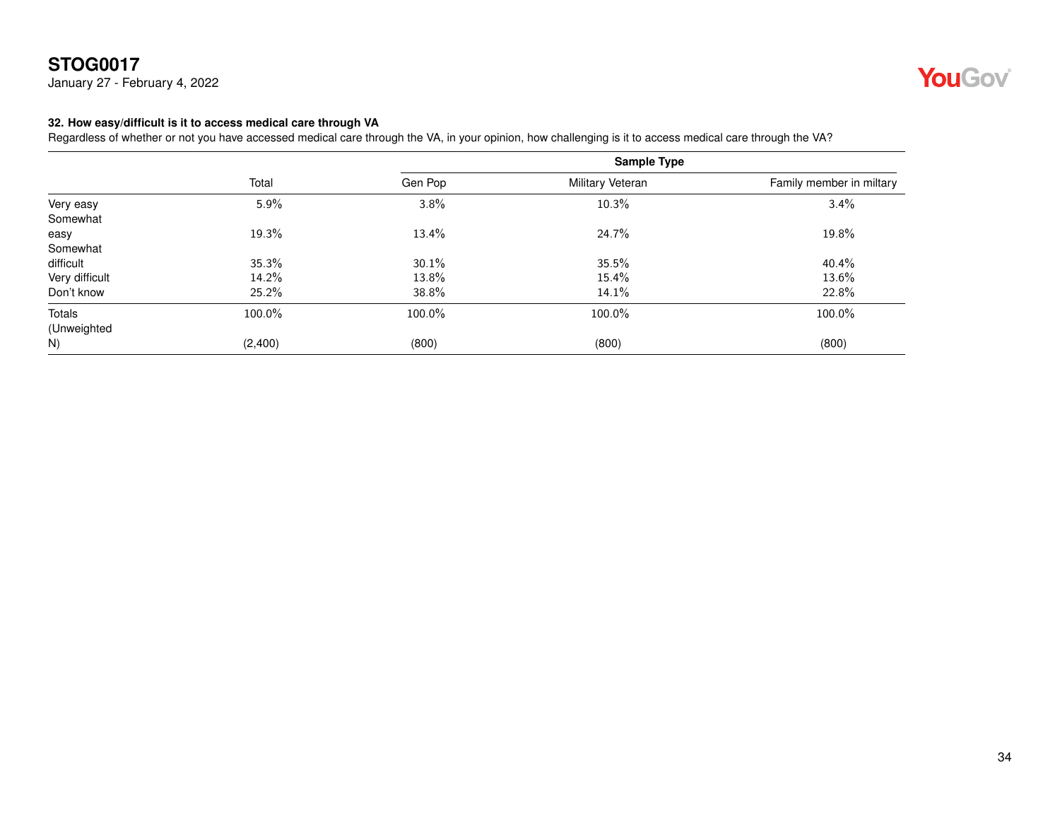**STOG0017**
January 27 - February 4, 2022

**32. How easy/difficult is it to access medical care through VA**
Regardless of whether or not you have accessed medical care through the VA, in your opinion, how challenging is it to access medical care through the VA?

| | | Sample Type | | |
|---|---|---|---|---|
| | Total | Gen Pop | Military Veteran | Family member in miltary |
| Very easy | 5.9% | 3.8% | 10.3% | 3.4% |
| Somewhat easy | 19.3% | 13.4% | 24.7% | 19.8% |
| Somewhat difficult | 35.3% | 30.1% | 35.5% | 40.4% |
| Very difficult | 14.2% | 13.8% | 15.4% | 13.6% |
| Don't know | 25.2% | 38.8% | 14.1% | 22.8% |
| Totals | 100.0% | 100.0% | 100.0% | 100.0% |
| (Unweighted N) | (2,400) | (800) | (800) | (800) |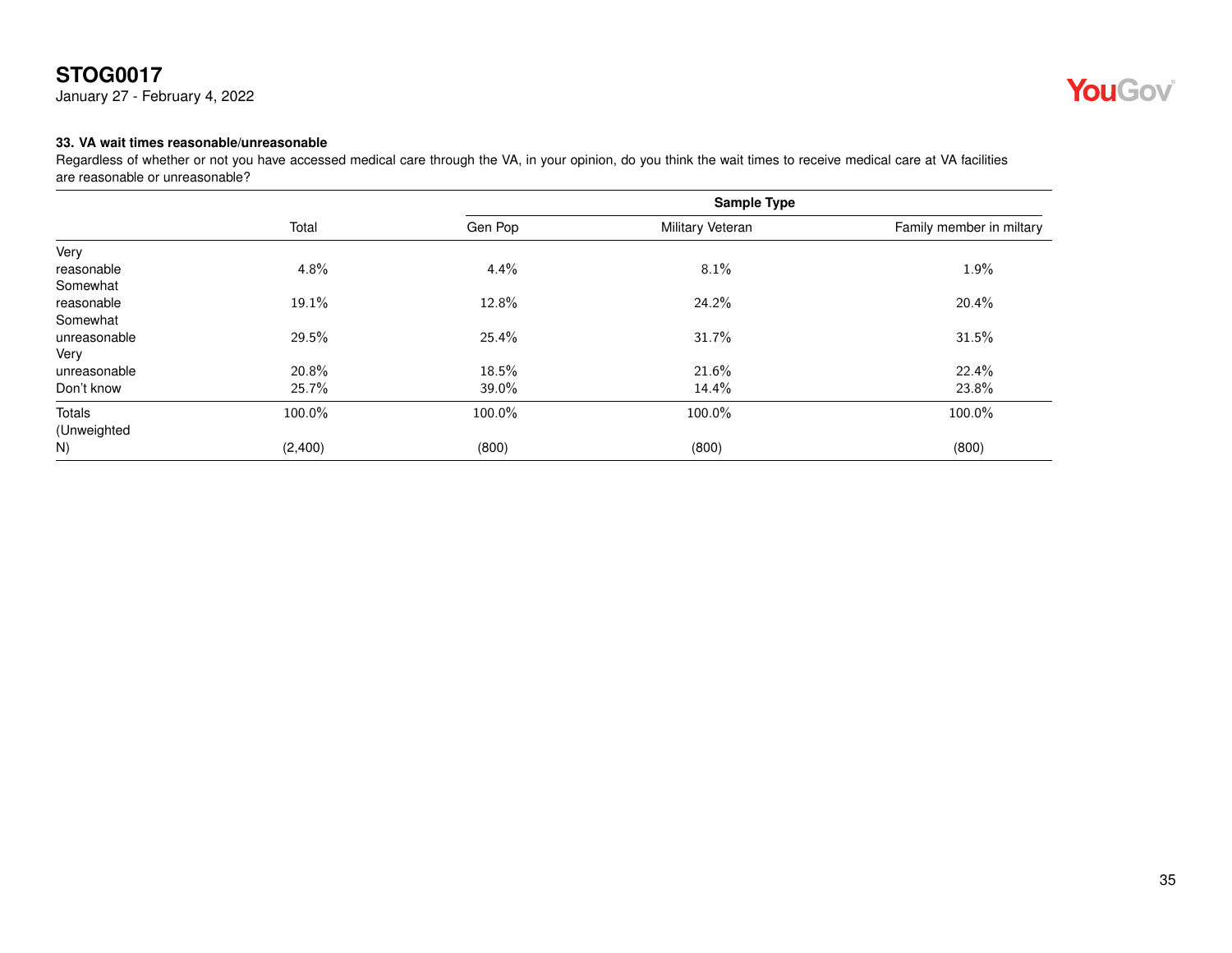**STOG0017**
January 27 - February 4, 2022

**33. VA wait times reasonable/unreasonable**
Regardless of whether or not you have accessed medical care through the VA, in your opinion, do you think the wait times to receive medical care at VA facilities are reasonable or unreasonable?

| | | Sample Type | | |
|---|---|---|---|---|
| | Total | Gen Pop | Military Veteran | Family member in miltary |
| Very reasonable | 4.8% | 4.4% | 8.1% | 1.9% |
| Somewhat reasonable | 19.1% | 12.8% | 24.2% | 20.4% |
| Somewhat unreasonable | 29.5% | 25.4% | 31.7% | 31.5% |
| Very unreasonable | 20.8% | 18.5% | 21.6% | 22.4% |
| Don't know | 25.7% | 39.0% | 14.4% | 23.8% |
| Totals | 100.0% | 100.0% | 100.0% | 100.0% |
| (Unweighted N) | (2,400) | (800) | (800) | (800) |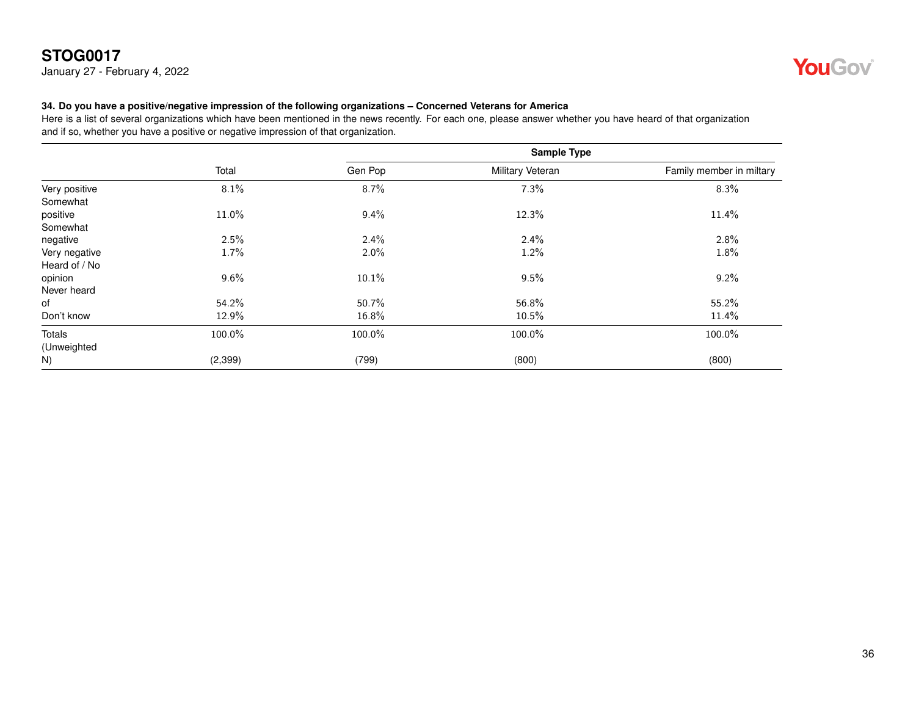**STOG0017**
January 27 - February 4, 2022

**34. Do you have a positive/negative impression of the following organizations – Concerned Veterans for America**
Here is a list of several organizations which have been mentioned in the news recently. For each one, please answer whether you have heard of that organization and if so, whether you have a positive or negative impression of that organization.

| | | Sample Type | | |
|---|---|---|---|---|
| | Total | Gen Pop | Military Veteran | Family member in miltary |
| Very positive | 8.1% | 8.7% | 7.3% | 8.3% |
| Somewhat positive | 11.0% | 9.4% | 12.3% | 11.4% |
| Somewhat negative | 2.5% | 2.4% | 2.4% | 2.8% |
| Very negative | 1.7% | 2.0% | 1.2% | 1.8% |
| Heard of / No opinion | 9.6% | 10.1% | 9.5% | 9.2% |
| Never heard of | 54.2% | 50.7% | 56.8% | 55.2% |
| Don't know | 12.9% | 16.8% | 10.5% | 11.4% |
| Totals | 100.0% | 100.0% | 100.0% | 100.0% |
| (Unweighted N) | (2,399) | (799) | (800) | (800) |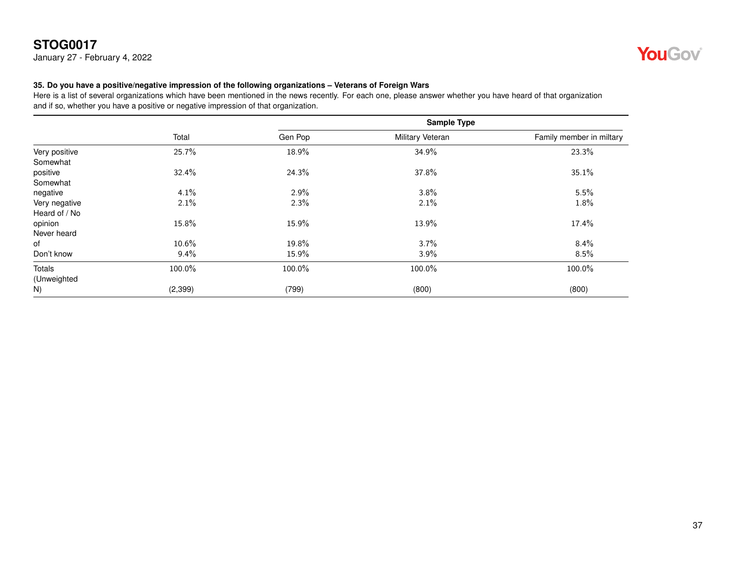**STOG0017**
January 27 - February 4, 2022

### 35. Do you have a positive/negative impression of the following organizations – Veterans of Foreign Wars

Here is a list of several organizations which have been mentioned in the news recently. For each one, please answer whether you have heard of that organization and if so, whether you have a positive or negative impression of that organization.

| | | Sample Type | | |
|---|---|---|---|---|
| | Total | Gen Pop | Military Veteran | Family member in miltary |
| Very positive | 25.7% | 18.9% | 34.9% | 23.3% |
| Somewhat positive | 32.4% | 24.3% | 37.8% | 35.1% |
| Somewhat negative | 4.1% | 2.9% | 3.8% | 5.5% |
| Very negative | 2.1% | 2.3% | 2.1% | 1.8% |
| Heard of / No opinion | 15.8% | 15.9% | 13.9% | 17.4% |
| Never heard of | 10.6% | 19.8% | 3.7% | 8.4% |
| Don't know | 9.4% | 15.9% | 3.9% | 8.5% |
| Totals | 100.0% | 100.0% | 100.0% | 100.0% |
| (Unweighted N) | (2,399) | (799) | (800) | (800) |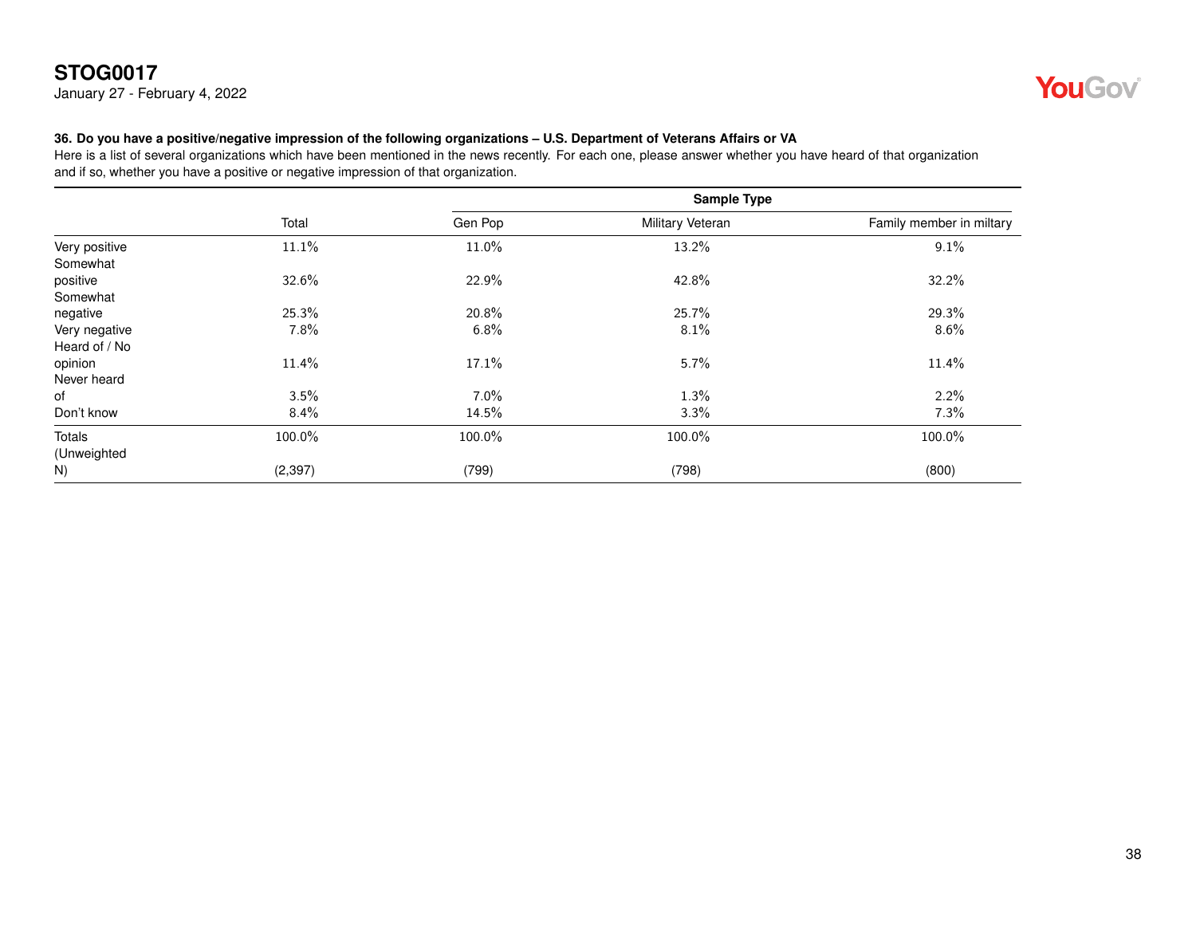**STOG0017**
January 27 - February 4, 2022

**36. Do you have a positive/negative impression of the following organizations – U.S. Department of Veterans Affairs or VA**

Here is a list of several organizations which have been mentioned in the news recently. For each one, please answer whether you have heard of that organization and if so, whether you have a positive or negative impression of that organization.

| | | Sample Type | | |
|---|---|---|---|---|
| | Total | Gen Pop | Military Veteran | Family member in miltary |
| Very positive | 11.1% | 11.0% | 13.2% | 9.1% |
| Somewhat positive | 32.6% | 22.9% | 42.8% | 32.2% |
| Somewhat negative | 25.3% | 20.8% | 25.7% | 29.3% |
| Very negative | 7.8% | 6.8% | 8.1% | 8.6% |
| Heard of / No opinion | 11.4% | 17.1% | 5.7% | 11.4% |
| Never heard of | 3.5% | 7.0% | 1.3% | 2.2% |
| Don't know | 8.4% | 14.5% | 3.3% | 7.3% |
| Totals | 100.0% | 100.0% | 100.0% | 100.0% |
| (Unweighted N) | (2,397) | (799) | (798) | (800) |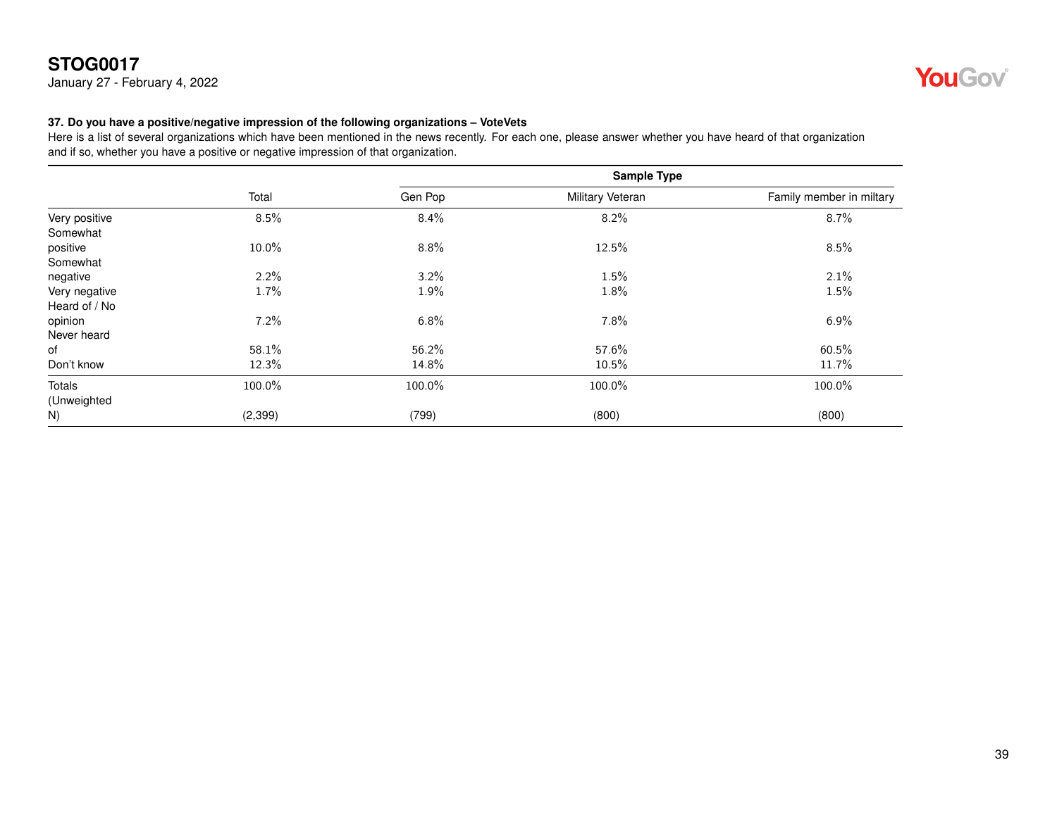**STOG0017**
January 27 - February 4, 2022

### 37. Do you have a positive/negative impression of the following organizations – VoteVets

Here is a list of several organizations which have been mentioned in the news recently. For each one, please answer whether you have heard of that organization and if so, whether you have a positive or negative impression of that organization.

| | | Sample Type | | |
|---|---|---|---|---|
| | Total | Gen Pop | Military Veteran | Family member in miltary |
| Very positive | 8.5% | 8.4% | 8.2% | 8.7% |
| Somewhat positive | 10.0% | 8.8% | 12.5% | 8.5% |
| Somewhat negative | 2.2% | 3.2% | 1.5% | 2.1% |
| Very negative | 1.7% | 1.9% | 1.8% | 1.5% |
| Heard of / No opinion | 7.2% | 6.8% | 7.8% | 6.9% |
| Never heard of | 58.1% | 56.2% | 57.6% | 60.5% |
| Don't know | 12.3% | 14.8% | 10.5% | 11.7% |
| Totals | 100.0% | 100.0% | 100.0% | 100.0% |
| (Unweighted N) | (2,399) | (799) | (800) | (800) |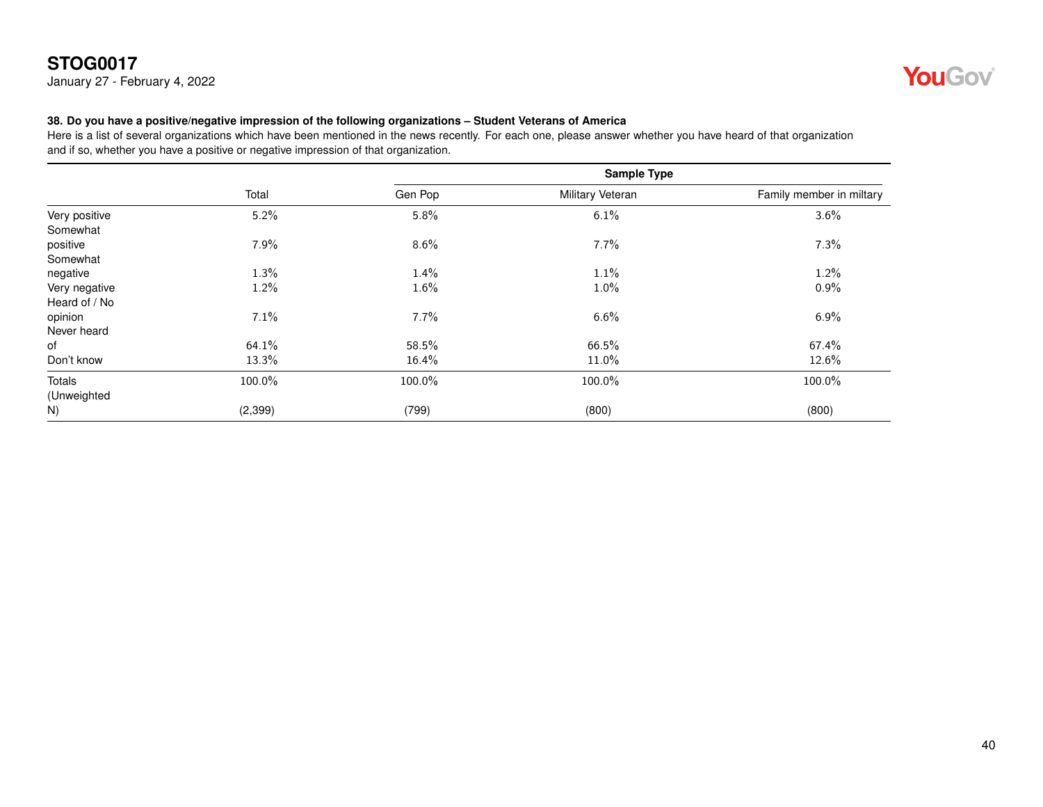**STOG0017**
January 27 - February 4, 2022

**38. Do you have a positive/negative impression of the following organizations – Student Veterans of America**

Here is a list of several organizations which have been mentioned in the news recently. For each one, please answer whether you have heard of that organization and if so, whether you have a positive or negative impression of that organization.

| | | Sample Type | | |
|---|---|---|---|---|
| | Total | Gen Pop | Military Veteran | Family member in miltary |
| Very positive | 5.2% | 5.8% | 6.1% | 3.6% |
| Somewhat positive | 7.9% | 8.6% | 7.7% | 7.3% |
| Somewhat negative | 1.3% | 1.4% | 1.1% | 1.2% |
| Very negative | 1.2% | 1.6% | 1.0% | 0.9% |
| Heard of / No opinion | 7.1% | 7.7% | 6.6% | 6.9% |
| Never heard of | 64.1% | 58.5% | 66.5% | 67.4% |
| Don't know | 13.3% | 16.4% | 11.0% | 12.6% |
| Totals | 100.0% | 100.0% | 100.0% | 100.0% |
| (Unweighted N) | (2,399) | (799) | (800) | (800) |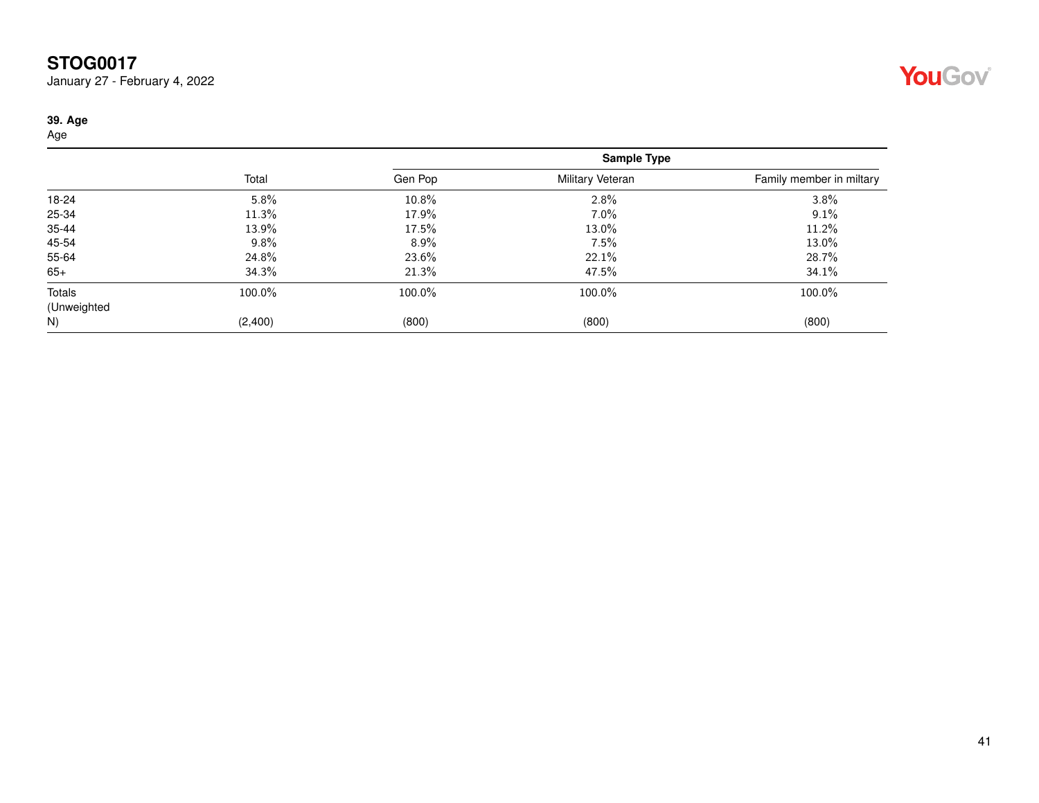**STOG0017**
January 27 - February 4, 2022

**39. Age**
Age

| | Total | Sample Type | | |
|---|---|---|---|---|
| | | Gen Pop | Military Veteran | Family member in miltary |
| 18-24 | 5.8% | 10.8% | 2.8% | 3.8% |
| 25-34 | 11.3% | 17.9% | 7.0% | 9.1% |
| 35-44 | 13.9% | 17.5% | 13.0% | 11.2% |
| 45-54 | 9.8% | 8.9% | 7.5% | 13.0% |
| 55-64 | 24.8% | 23.6% | 22.1% | 28.7% |
| 65+ | 34.3% | 21.3% | 47.5% | 34.1% |
| Totals | 100.0% | 100.0% | 100.0% | 100.0% |
| (Unweighted N) | (2,400) | (800) | (800) | (800) |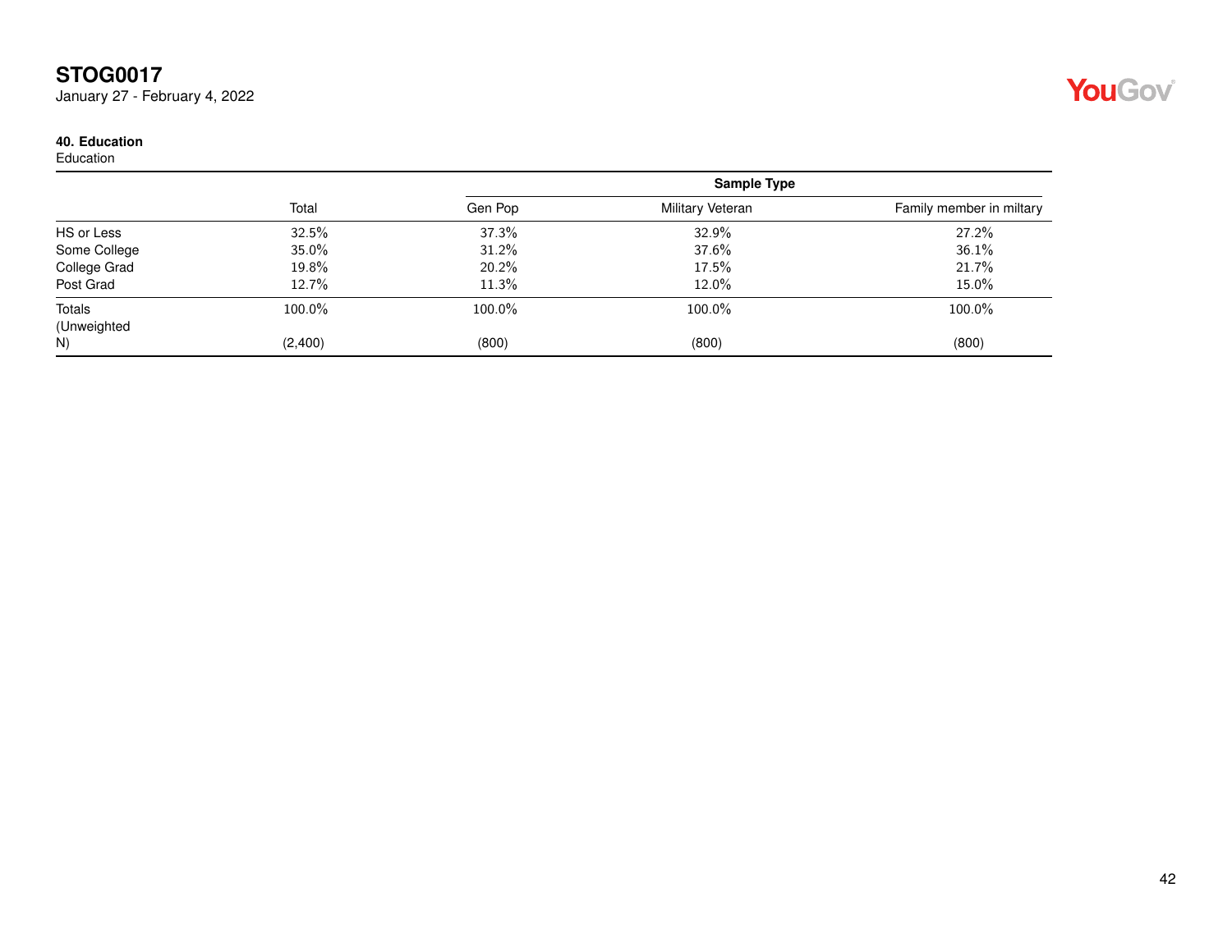**STOG0017**
January 27 - February 4, 2022

**40. Education**
Education

| | Total | Sample Type | | |
|---|---|---|---|---|
| | | Gen Pop | Military Veteran | Family member in miltary |
| HS or Less | 32.5% | 37.3% | 32.9% | 27.2% |
| Some College | 35.0% | 31.2% | 37.6% | 36.1% |
| College Grad | 19.8% | 20.2% | 17.5% | 21.7% |
| Post Grad | 12.7% | 11.3% | 12.0% | 15.0% |
| Totals | 100.0% | 100.0% | 100.0% | 100.0% |
| (Unweighted N) | (2,400) | (800) | (800) | (800) |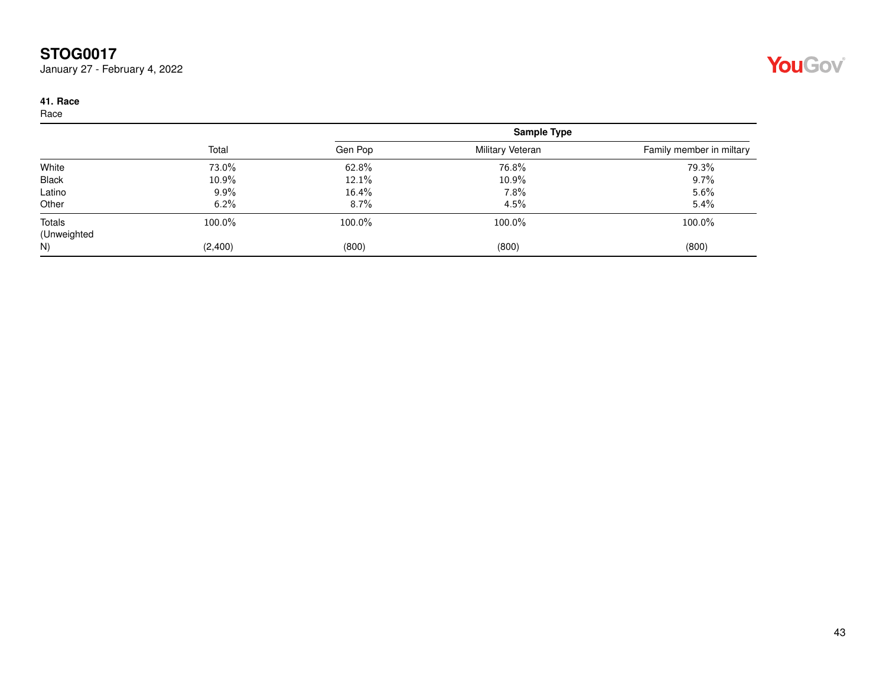**STOG0017**
January 27 - February 4, 2022

**41. Race**
Race

| | Total | Sample Type | | |
|---|---|---|---|---|
| | | Gen Pop | Military Veteran | Family member in miltary |
| White | 73.0% | 62.8% | 76.8% | 79.3% |
| Black | 10.9% | 12.1% | 10.9% | 9.7% |
| Latino | 9.9% | 16.4% | 7.8% | 5.6% |
| Other | 6.2% | 8.7% | 4.5% | 5.4% |
| Totals | 100.0% | 100.0% | 100.0% | 100.0% |
| (Unweighted N) | (2,400) | (800) | (800) | (800) |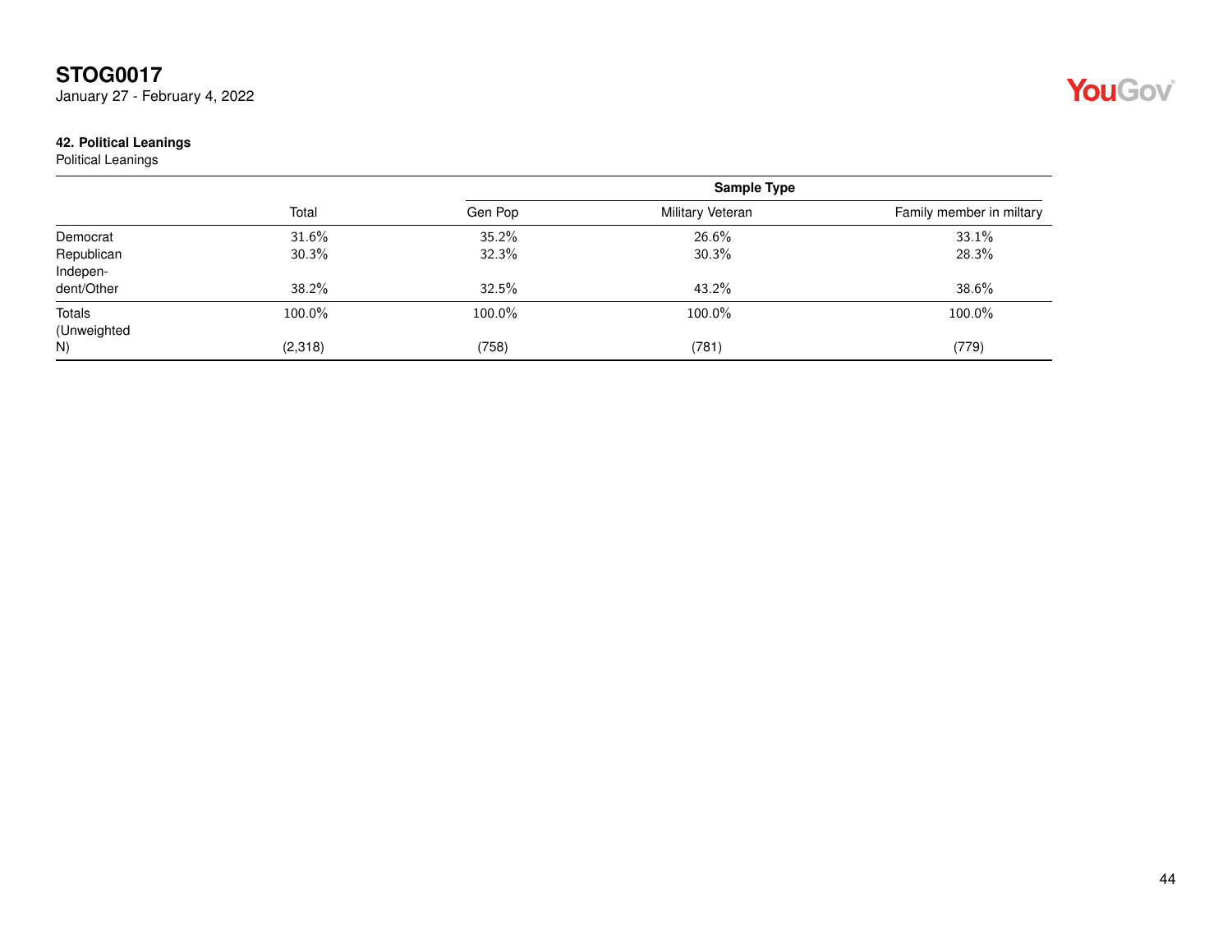**STOG0017**
January 27 - February 4, 2022

### 42. Political Leanings

Political Leanings

| | Total | Sample Type | | |
|---|---|---|---|---|
| | | Gen Pop | Military Veteran | Family member in miltary |
| Democrat | 31.6% | 35.2% | 26.6% | 33.1% |
| Republican | 30.3% | 32.3% | 30.3% | 28.3% |
| Independent/Other | 38.2% | 32.5% | 43.2% | 38.6% |
| Totals | 100.0% | 100.0% | 100.0% | 100.0% |
| (Unweighted N) | (2,318) | (758) | (781) | (779) |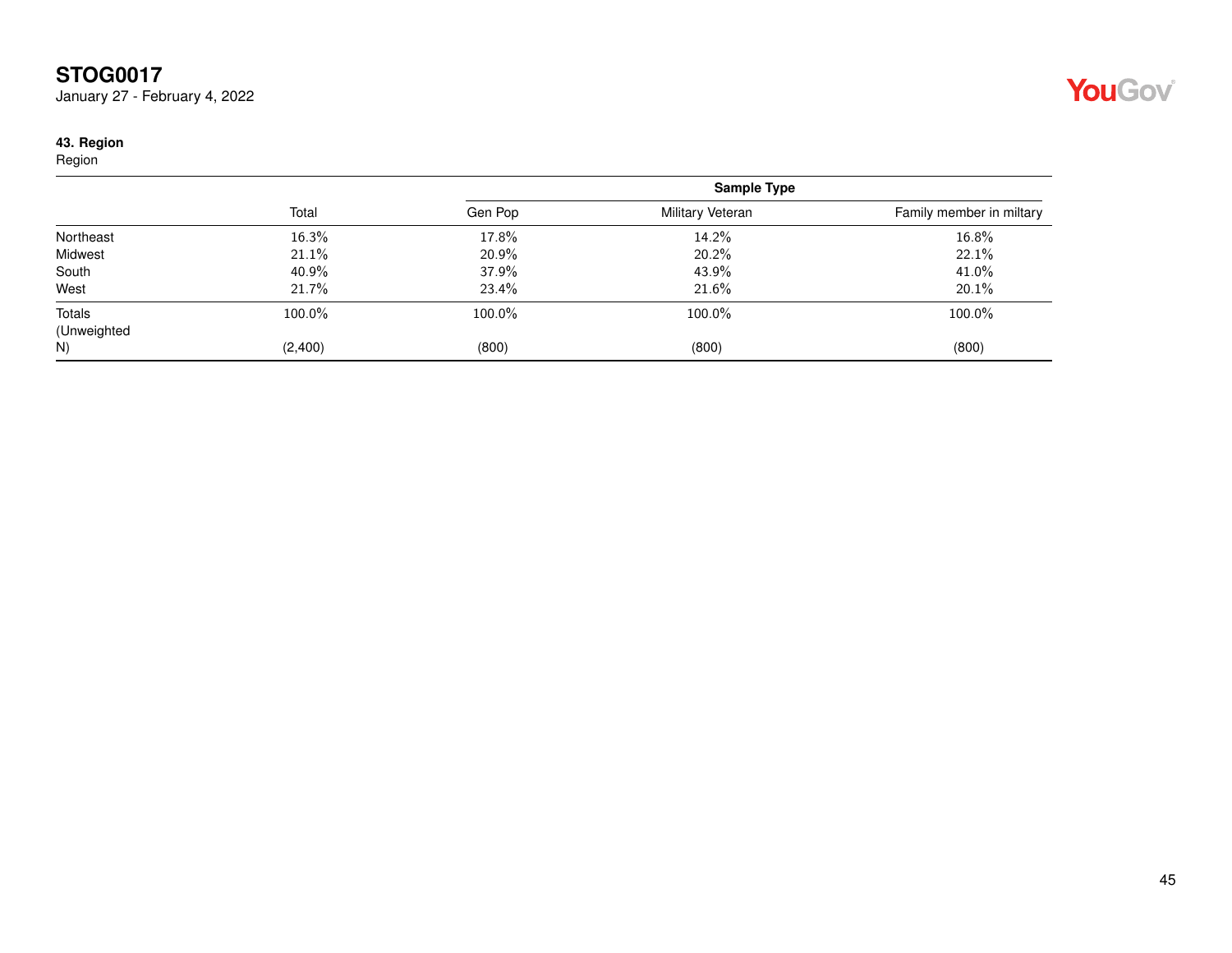# STOG0017

January 27 - February 4, 2022

### 43. Region

Region

| | Total | Sample Type | | |
|---|---|---|---|---|
| | | Gen Pop | Military Veteran | Family member in miltary |
| Northeast | 16.3% | 17.8% | 14.2% | 16.8% |
| Midwest | 21.1% | 20.9% | 20.2% | 22.1% |
| South | 40.9% | 37.9% | 43.9% | 41.0% |
| West | 21.7% | 23.4% | 21.6% | 20.1% |
| Totals | 100.0% | 100.0% | 100.0% | 100.0% |
| (Unweighted N) | (2,400) | (800) | (800) | (800) |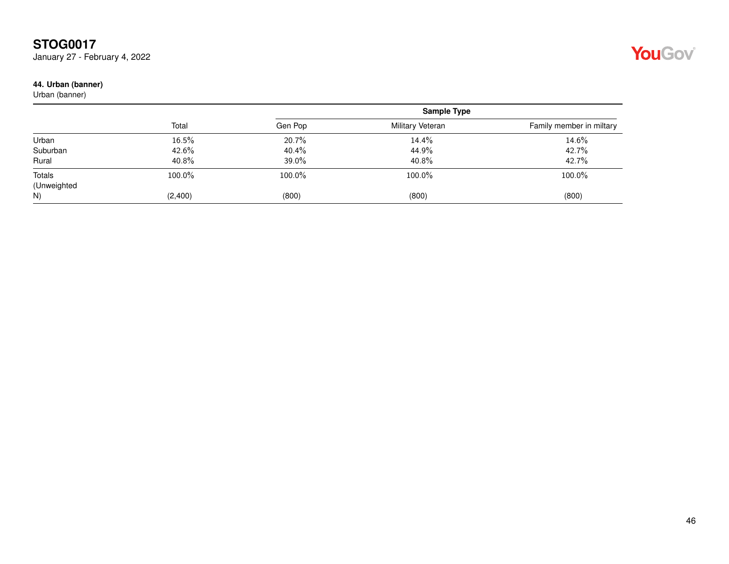# STOG0017

January 27 - February 4, 2022

### 44. Urban (banner)

Urban (banner)

| | Total | Sample Type | | |
|---|---|---|---|---|
| | | Gen Pop | Military Veteran | Family member in miltary |
| Urban | 16.5% | 20.7% | 14.4% | 14.6% |
| Suburban | 42.6% | 40.4% | 44.9% | 42.7% |
| Rural | 40.8% | 39.0% | 40.8% | 42.7% |
| Totals | 100.0% | 100.0% | 100.0% | 100.0% |
| (Unweighted N) | (2,400) | (800) | (800) | (800) |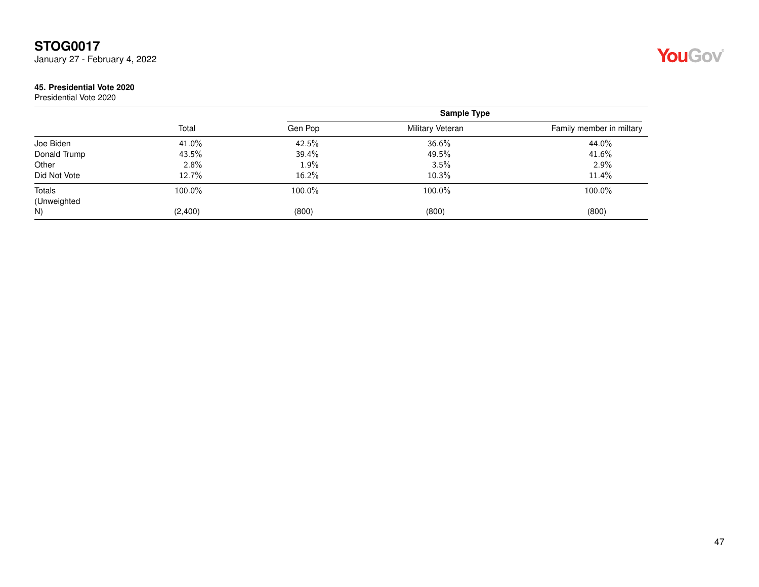# STOG0017

January 27 - February 4, 2022

### 45. Presidential Vote 2020

Presidential Vote 2020

| | | Sample Type | | |
|---|---|---|---|---|
| | Total | Gen Pop | Military Veteran | Family member in miltary |
| Joe Biden | 41.0% | 42.5% | 36.6% | 44.0% |
| Donald Trump | 43.5% | 39.4% | 49.5% | 41.6% |
| Other | 2.8% | 1.9% | 3.5% | 2.9% |
| Did Not Vote | 12.7% | 16.2% | 10.3% | 11.4% |
| Totals | 100.0% | 100.0% | 100.0% | 100.0% |
| (Unweighted N) | (2,400) | (800) | (800) | (800) |